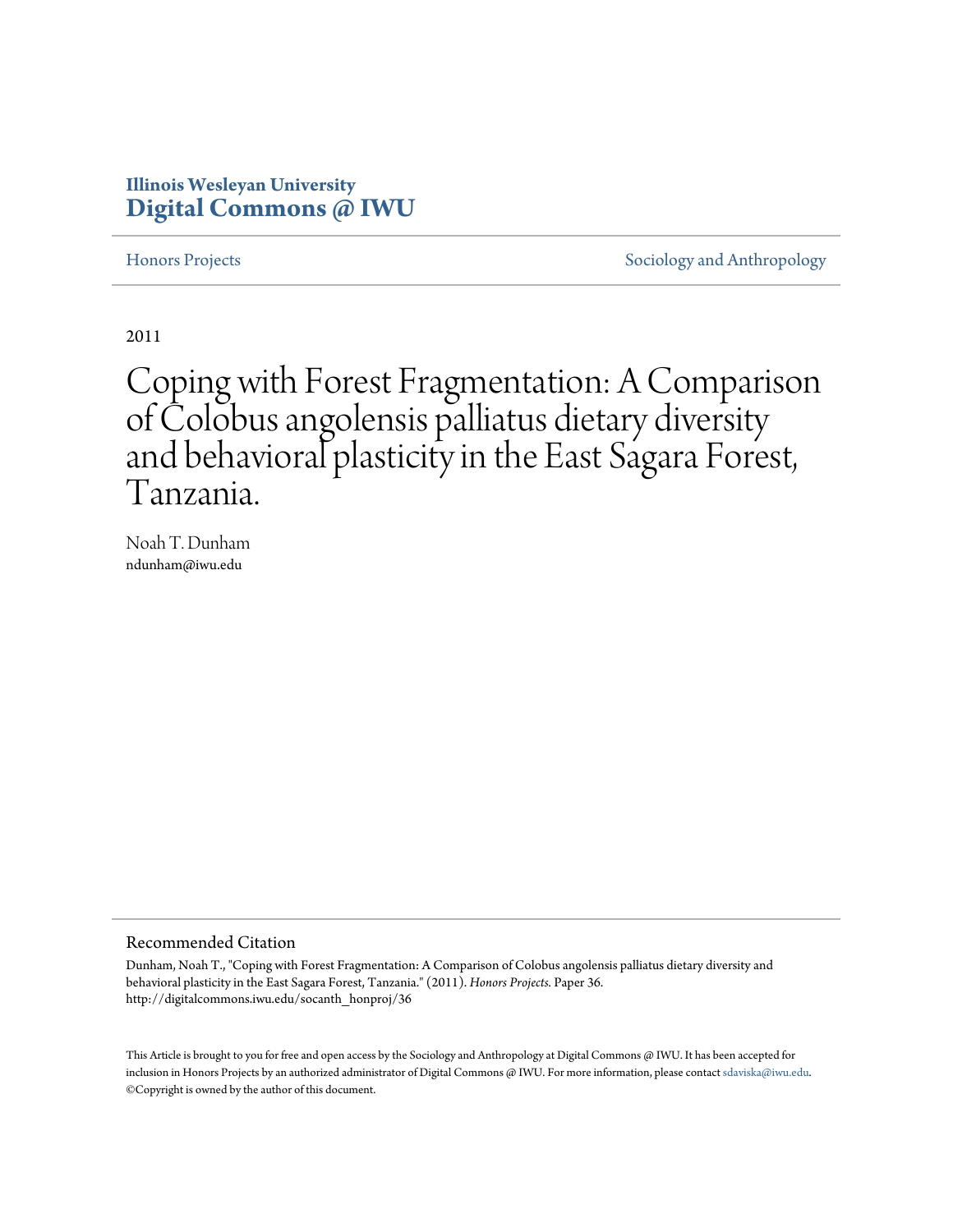**Illinois Wesleyan University**
**Digital Commons @ IWU**

Honors Projects | Sociology and Anthropology

2011

# Coping with Forest Fragmentation: A Comparison of Colobus angolensis palliatus dietary diversity and behavioral plasticity in the East Sagara Forest, Tanzania.

Noah T. Dunham
ndunham@iwu.edu

## Recommended Citation

Dunham, Noah T., "Coping with Forest Fragmentation: A Comparison of Colobus angolensis palliatus dietary diversity and behavioral plasticity in the East Sagara Forest, Tanzania." (2011). *Honors Projects.* Paper 36.
http://digitalcommons.iwu.edu/socanth_honproj/36

This Article is brought to you for free and open access by the Sociology and Anthropology at Digital Commons @ IWU. It has been accepted for inclusion in Honors Projects by an authorized administrator of Digital Commons @ IWU. For more information, please contact sdaviska@iwu.edu.
©Copyright is owned by the author of this document.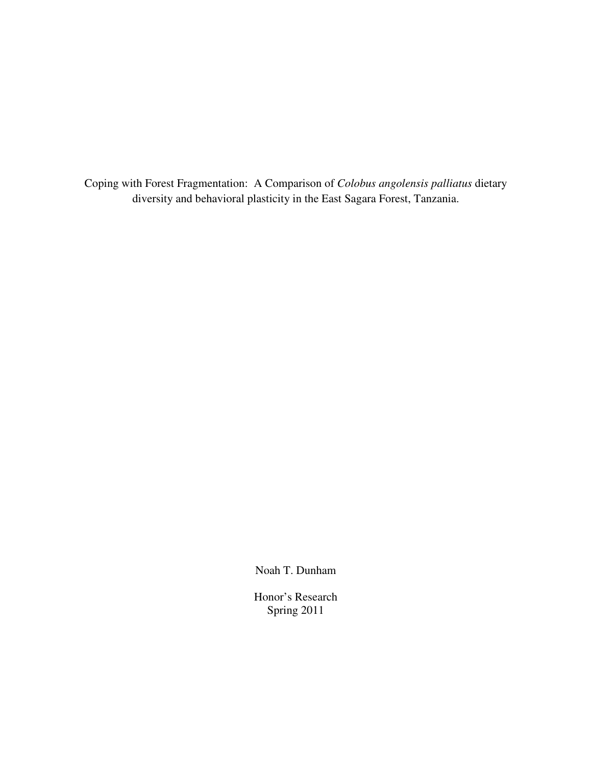Coping with Forest Fragmentation: A Comparison of *Colobus angolensis palliatus* dietary diversity and behavioral plasticity in the East Sagara Forest, Tanzania.

Noah T. Dunham

Honor's Research
Spring 2011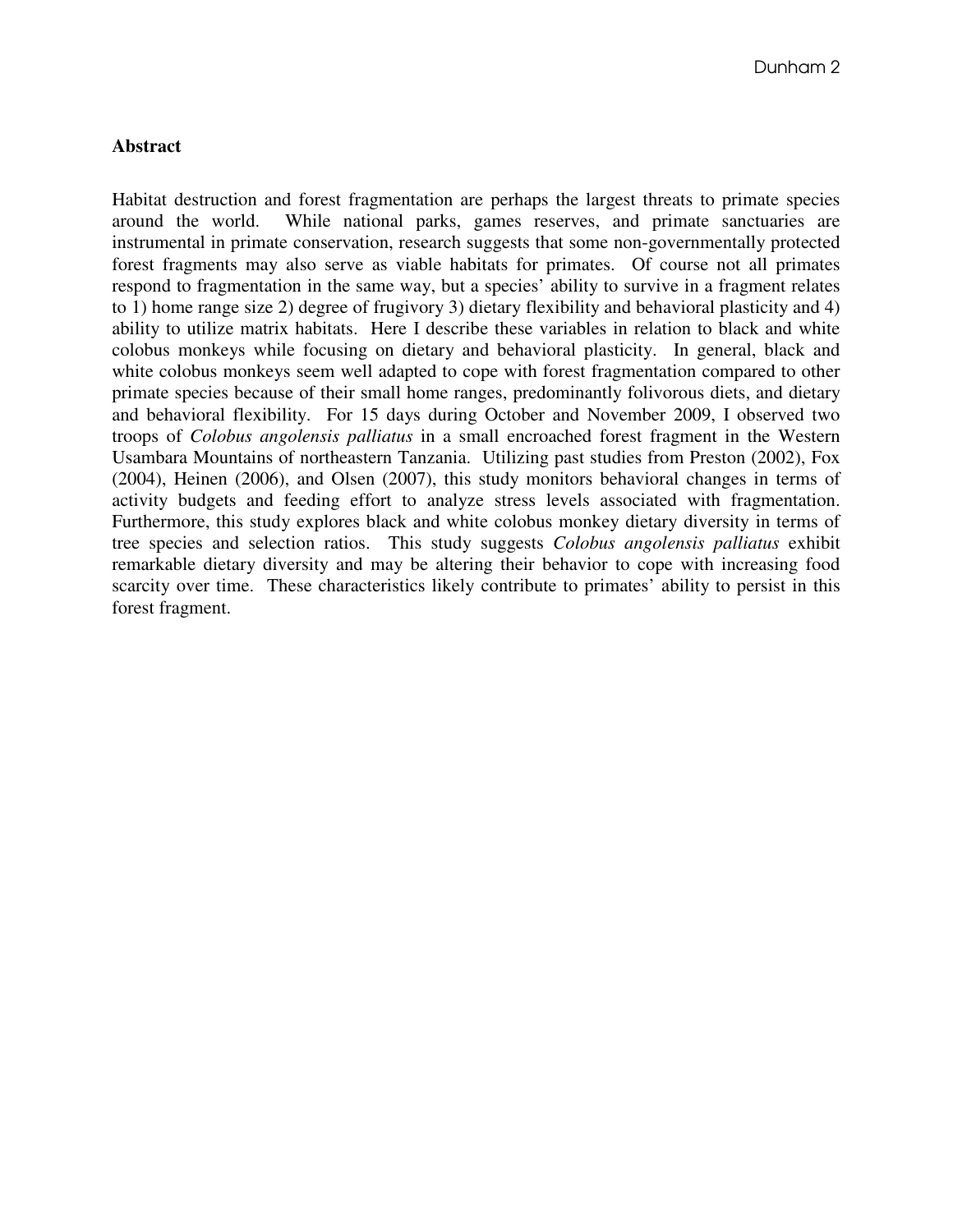## Abstract

Habitat destruction and forest fragmentation are perhaps the largest threats to primate species around the world. While national parks, games reserves, and primate sanctuaries are instrumental in primate conservation, research suggests that some non-governmentally protected forest fragments may also serve as viable habitats for primates. Of course not all primates respond to fragmentation in the same way, but a species' ability to survive in a fragment relates to 1) home range size 2) degree of frugivory 3) dietary flexibility and behavioral plasticity and 4) ability to utilize matrix habitats. Here I describe these variables in relation to black and white colobus monkeys while focusing on dietary and behavioral plasticity. In general, black and white colobus monkeys seem well adapted to cope with forest fragmentation compared to other primate species because of their small home ranges, predominantly folivorous diets, and dietary and behavioral flexibility. For 15 days during October and November 2009, I observed two troops of *Colobus angolensis palliatus* in a small encroached forest fragment in the Western Usambara Mountains of northeastern Tanzania. Utilizing past studies from Preston (2002), Fox (2004), Heinen (2006), and Olsen (2007), this study monitors behavioral changes in terms of activity budgets and feeding effort to analyze stress levels associated with fragmentation. Furthermore, this study explores black and white colobus monkey dietary diversity in terms of tree species and selection ratios. This study suggests *Colobus angolensis palliatus* exhibit remarkable dietary diversity and may be altering their behavior to cope with increasing food scarcity over time. These characteristics likely contribute to primates' ability to persist in this forest fragment.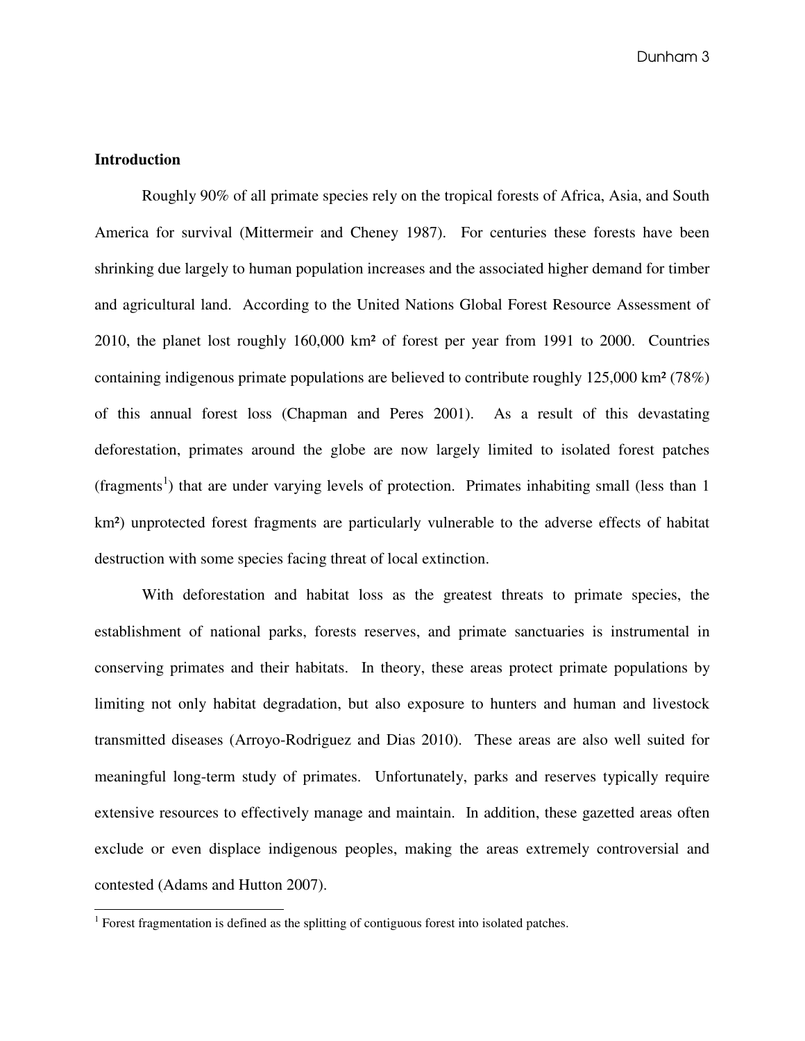## Introduction

Roughly 90% of all primate species rely on the tropical forests of Africa, Asia, and South America for survival (Mittermeir and Cheney 1987). For centuries these forests have been shrinking due largely to human population increases and the associated higher demand for timber and agricultural land. According to the United Nations Global Forest Resource Assessment of 2010, the planet lost roughly 160,000 km² of forest per year from 1991 to 2000. Countries containing indigenous primate populations are believed to contribute roughly 125,000 km² (78%) of this annual forest loss (Chapman and Peres 2001). As a result of this devastating deforestation, primates around the globe are now largely limited to isolated forest patches (fragments[1]) that are under varying levels of protection. Primates inhabiting small (less than 1 km²) unprotected forest fragments are particularly vulnerable to the adverse effects of habitat destruction with some species facing threat of local extinction.

With deforestation and habitat loss as the greatest threats to primate species, the establishment of national parks, forests reserves, and primate sanctuaries is instrumental in conserving primates and their habitats. In theory, these areas protect primate populations by limiting not only habitat degradation, but also exposure to hunters and human and livestock transmitted diseases (Arroyo-Rodriguez and Dias 2010). These areas are also well suited for meaningful long-term study of primates. Unfortunately, parks and reserves typically require extensive resources to effectively manage and maintain. In addition, these gazetted areas often exclude or even displace indigenous peoples, making the areas extremely controversial and contested (Adams and Hutton 2007).

[1] Forest fragmentation is defined as the splitting of contiguous forest into isolated patches.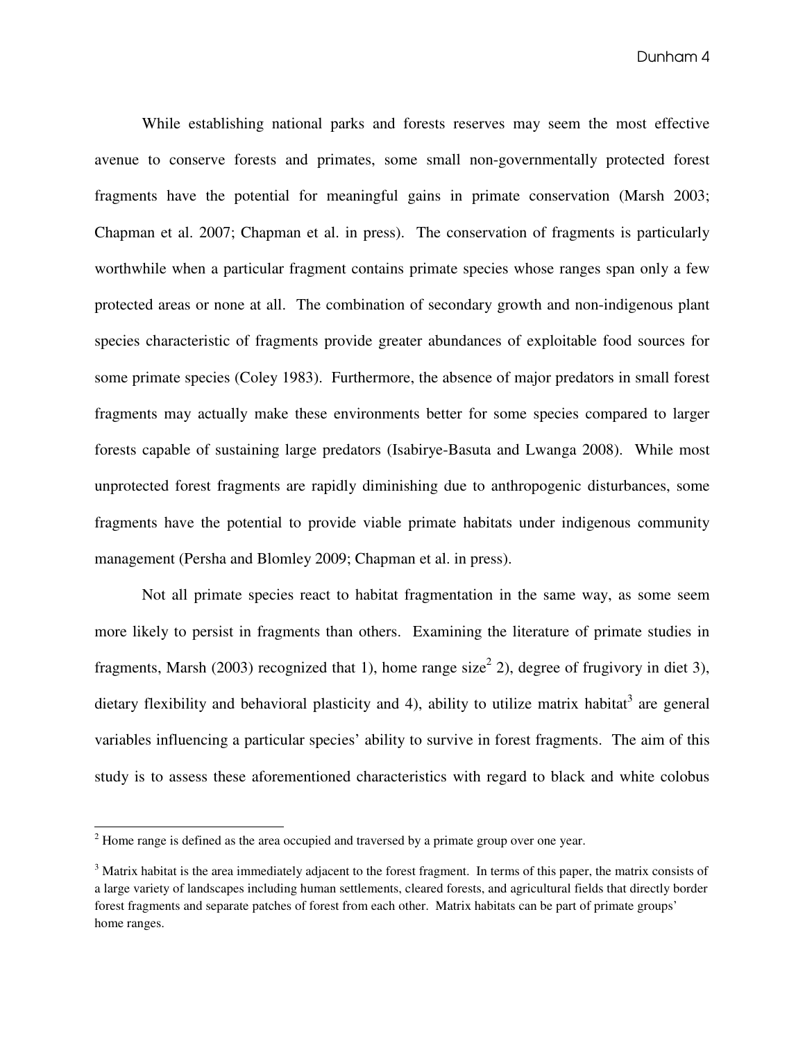While establishing national parks and forests reserves may seem the most effective avenue to conserve forests and primates, some small non-governmentally protected forest fragments have the potential for meaningful gains in primate conservation (Marsh 2003; Chapman et al. 2007; Chapman et al. in press). The conservation of fragments is particularly worthwhile when a particular fragment contains primate species whose ranges span only a few protected areas or none at all. The combination of secondary growth and non-indigenous plant species characteristic of fragments provide greater abundances of exploitable food sources for some primate species (Coley 1983). Furthermore, the absence of major predators in small forest fragments may actually make these environments better for some species compared to larger forests capable of sustaining large predators (Isabirye-Basuta and Lwanga 2008). While most unprotected forest fragments are rapidly diminishing due to anthropogenic disturbances, some fragments have the potential to provide viable primate habitats under indigenous community management (Persha and Blomley 2009; Chapman et al. in press).

Not all primate species react to habitat fragmentation in the same way, as some seem more likely to persist in fragments than others. Examining the literature of primate studies in fragments, Marsh (2003) recognized that 1), home range size[2] 2), degree of frugivory in diet 3), dietary flexibility and behavioral plasticity and 4), ability to utilize matrix habitat[3] are general variables influencing a particular species' ability to survive in forest fragments. The aim of this study is to assess these aforementioned characteristics with regard to black and white colobus

[2] Home range is defined as the area occupied and traversed by a primate group over one year.

[3] Matrix habitat is the area immediately adjacent to the forest fragment. In terms of this paper, the matrix consists of a large variety of landscapes including human settlements, cleared forests, and agricultural fields that directly border forest fragments and separate patches of forest from each other. Matrix habitats can be part of primate groups' home ranges.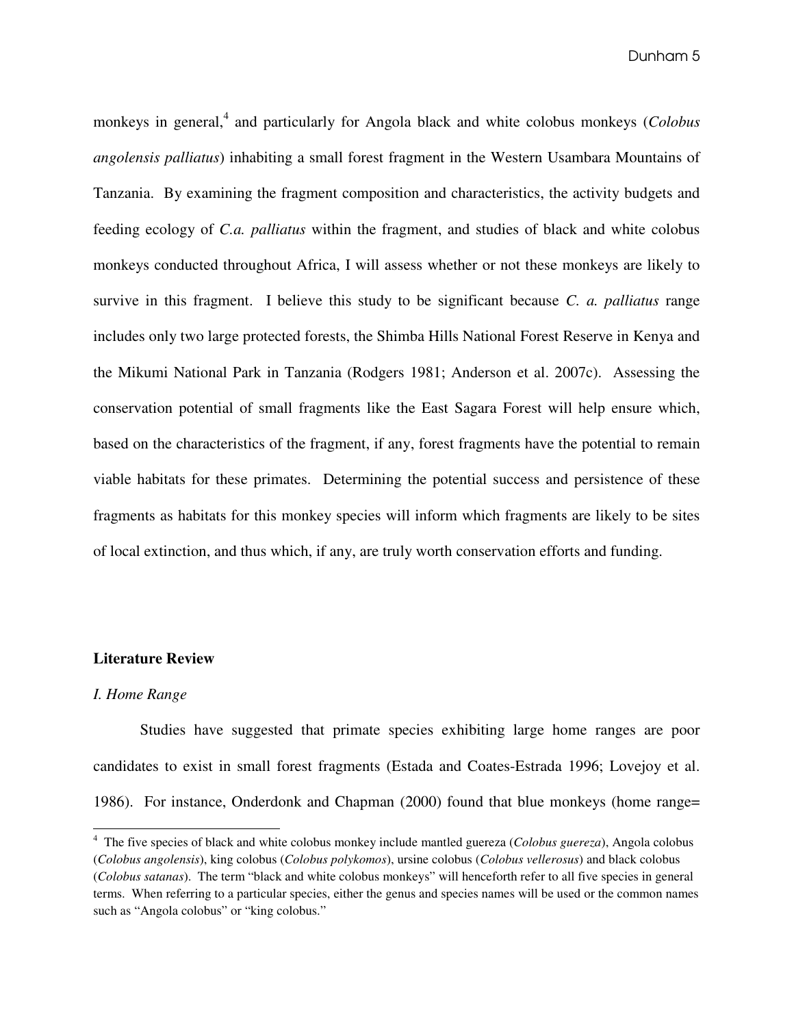monkeys in general,[4] and particularly for Angola black and white colobus monkeys (*Colobus angolensis palliatus*) inhabiting a small forest fragment in the Western Usambara Mountains of Tanzania. By examining the fragment composition and characteristics, the activity budgets and feeding ecology of *C.a. palliatus* within the fragment, and studies of black and white colobus monkeys conducted throughout Africa, I will assess whether or not these monkeys are likely to survive in this fragment. I believe this study to be significant because *C. a. palliatus* range includes only two large protected forests, the Shimba Hills National Forest Reserve in Kenya and the Mikumi National Park in Tanzania (Rodgers 1981; Anderson et al. 2007c). Assessing the conservation potential of small fragments like the East Sagara Forest will help ensure which, based on the characteristics of the fragment, if any, forest fragments have the potential to remain viable habitats for these primates. Determining the potential success and persistence of these fragments as habitats for this monkey species will inform which fragments are likely to be sites of local extinction, and thus which, if any, are truly worth conservation efforts and funding.

## Literature Review

### *I. Home Range*

Studies have suggested that primate species exhibiting large home ranges are poor candidates to exist in small forest fragments (Estada and Coates-Estrada 1996; Lovejoy et al. 1986). For instance, Onderdonk and Chapman (2000) found that blue monkeys (home range=

[4] The five species of black and white colobus monkey include mantled guereza (*Colobus guereza*), Angola colobus (*Colobus angolensis*), king colobus (*Colobus polykomos*), ursine colobus (*Colobus vellerosus*) and black colobus (*Colobus satanas*). The term "black and white colobus monkeys" will henceforth refer to all five species in general terms. When referring to a particular species, either the genus and species names will be used or the common names such as "Angola colobus" or "king colobus."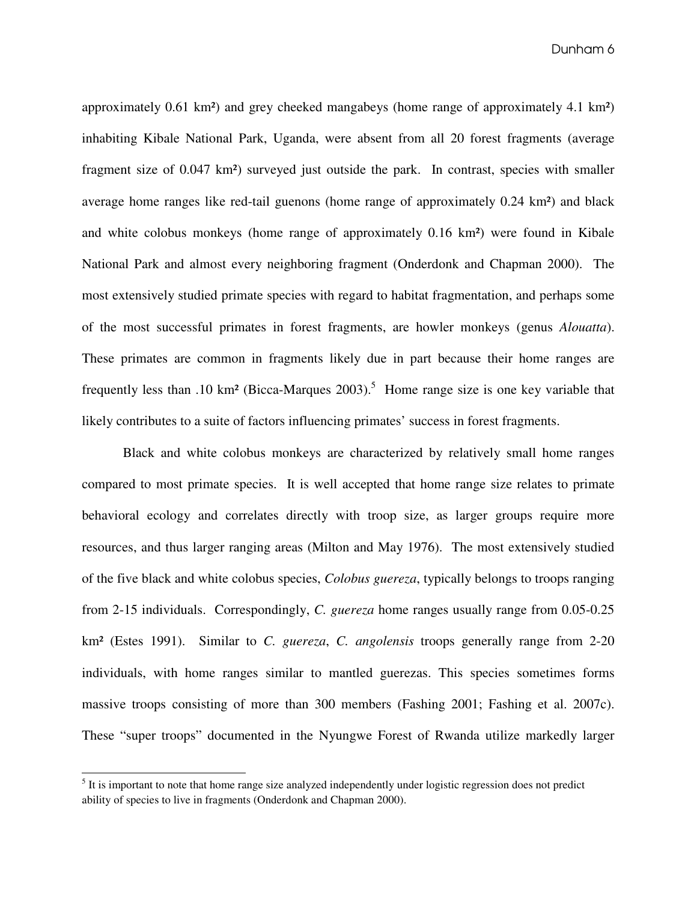approximately 0.61 km²) and grey cheeked mangabeys (home range of approximately 4.1 km²) inhabiting Kibale National Park, Uganda, were absent from all 20 forest fragments (average fragment size of 0.047 km²) surveyed just outside the park. In contrast, species with smaller average home ranges like red-tail guenons (home range of approximately 0.24 km²) and black and white colobus monkeys (home range of approximately 0.16 km²) were found in Kibale National Park and almost every neighboring fragment (Onderdonk and Chapman 2000). The most extensively studied primate species with regard to habitat fragmentation, and perhaps some of the most successful primates in forest fragments, are howler monkeys (genus *Alouatta*). These primates are common in fragments likely due in part because their home ranges are frequently less than .10 km² (Bicca-Marques 2003).[5] Home range size is one key variable that likely contributes to a suite of factors influencing primates' success in forest fragments.

Black and white colobus monkeys are characterized by relatively small home ranges compared to most primate species. It is well accepted that home range size relates to primate behavioral ecology and correlates directly with troop size, as larger groups require more resources, and thus larger ranging areas (Milton and May 1976). The most extensively studied of the five black and white colobus species, *Colobus guereza*, typically belongs to troops ranging from 2-15 individuals. Correspondingly, *C. guereza* home ranges usually range from 0.05-0.25 km² (Estes 1991). Similar to *C. guereza*, *C. angolensis* troops generally range from 2-20 individuals, with home ranges similar to mantled guerezas. This species sometimes forms massive troops consisting of more than 300 members (Fashing 2001; Fashing et al. 2007c). These "super troops" documented in the Nyungwe Forest of Rwanda utilize markedly larger

[5] It is important to note that home range size analyzed independently under logistic regression does not predict ability of species to live in fragments (Onderdonk and Chapman 2000).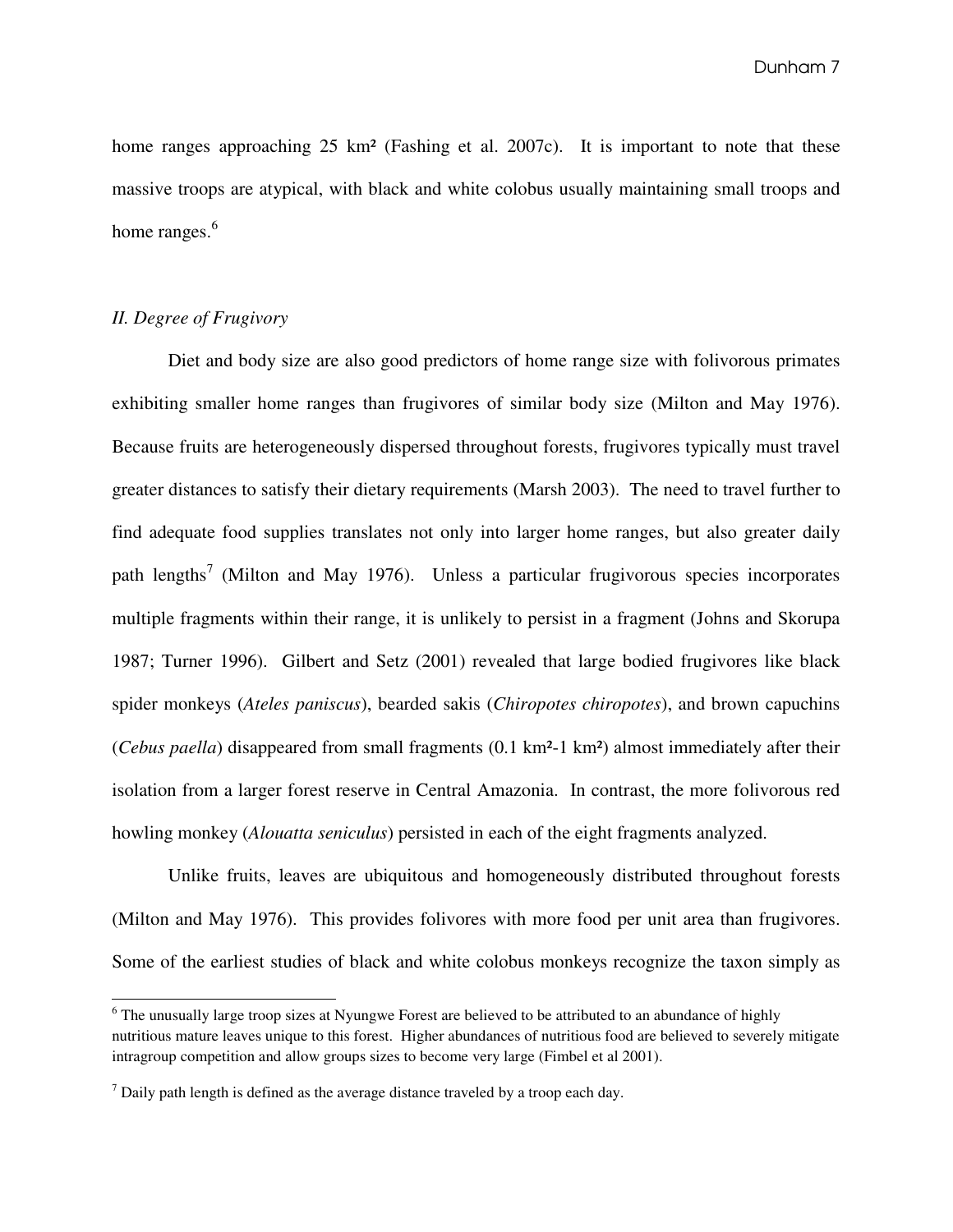home ranges approaching 25 km² (Fashing et al. 2007c). It is important to note that these massive troops are atypical, with black and white colobus usually maintaining small troops and home ranges.[6]

*II. Degree of Frugivory*

Diet and body size are also good predictors of home range size with folivorous primates exhibiting smaller home ranges than frugivores of similar body size (Milton and May 1976). Because fruits are heterogeneously dispersed throughout forests, frugivores typically must travel greater distances to satisfy their dietary requirements (Marsh 2003). The need to travel further to find adequate food supplies translates not only into larger home ranges, but also greater daily path lengths[7] (Milton and May 1976). Unless a particular frugivorous species incorporates multiple fragments within their range, it is unlikely to persist in a fragment (Johns and Skorupa 1987; Turner 1996). Gilbert and Setz (2001) revealed that large bodied frugivores like black spider monkeys (*Ateles paniscus*), bearded sakis (*Chiropotes chiropotes*), and brown capuchins (*Cebus paella*) disappeared from small fragments (0.1 km²-1 km²) almost immediately after their isolation from a larger forest reserve in Central Amazonia. In contrast, the more folivorous red howling monkey (*Alouatta seniculus*) persisted in each of the eight fragments analyzed.

Unlike fruits, leaves are ubiquitous and homogeneously distributed throughout forests (Milton and May 1976). This provides folivores with more food per unit area than frugivores. Some of the earliest studies of black and white colobus monkeys recognize the taxon simply as

---

[6] The unusually large troop sizes at Nyungwe Forest are believed to be attributed to an abundance of highly nutritious mature leaves unique to this forest. Higher abundances of nutritious food are believed to severely mitigate intragroup competition and allow groups sizes to become very large (Fimbel et al 2001).

[7] Daily path length is defined as the average distance traveled by a troop each day.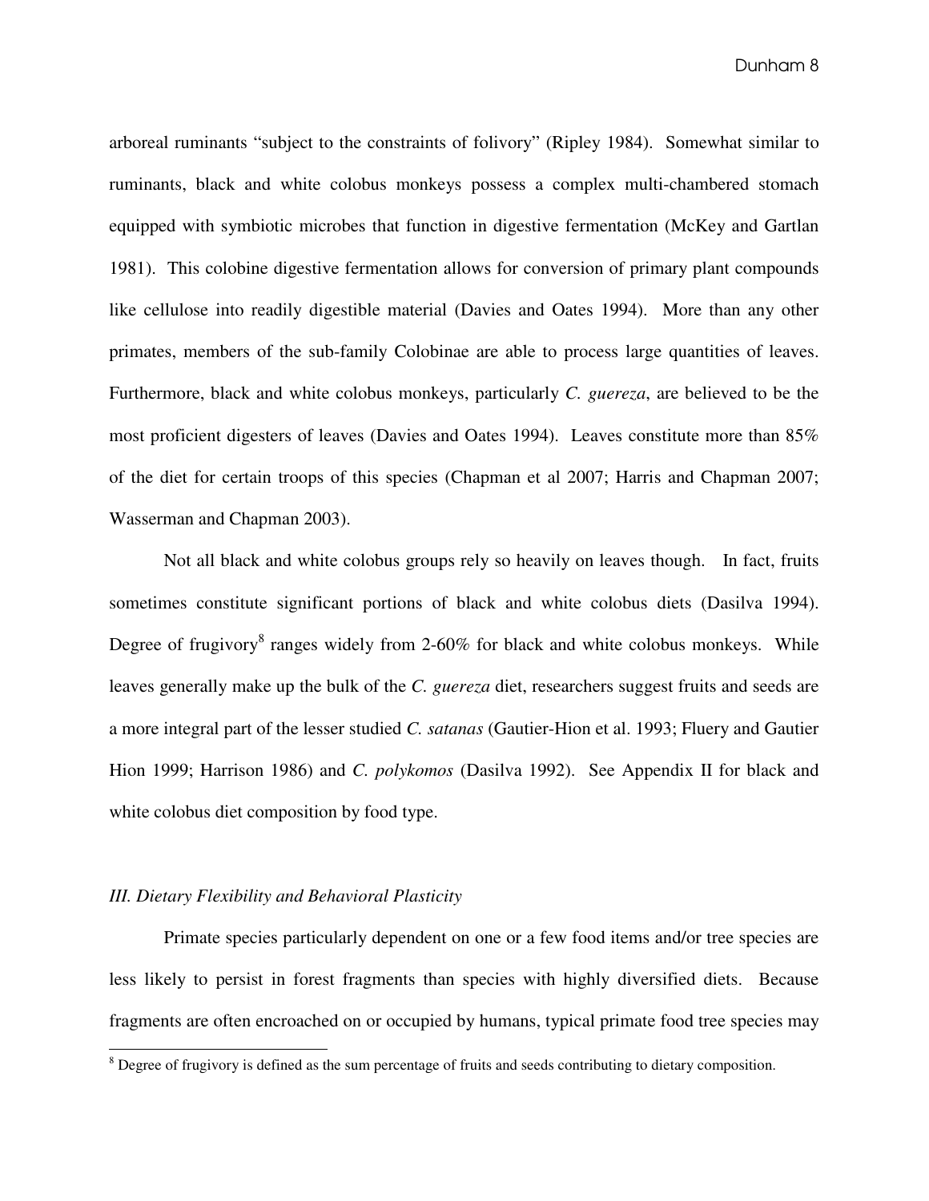arboreal ruminants "subject to the constraints of folivory" (Ripley 1984). Somewhat similar to ruminants, black and white colobus monkeys possess a complex multi-chambered stomach equipped with symbiotic microbes that function in digestive fermentation (McKey and Gartlan 1981). This colobine digestive fermentation allows for conversion of primary plant compounds like cellulose into readily digestible material (Davies and Oates 1994). More than any other primates, members of the sub-family Colobinae are able to process large quantities of leaves. Furthermore, black and white colobus monkeys, particularly *C. guereza*, are believed to be the most proficient digesters of leaves (Davies and Oates 1994). Leaves constitute more than 85% of the diet for certain troops of this species (Chapman et al 2007; Harris and Chapman 2007; Wasserman and Chapman 2003).

Not all black and white colobus groups rely so heavily on leaves though. In fact, fruits sometimes constitute significant portions of black and white colobus diets (Dasilva 1994). Degree of frugivory[8] ranges widely from 2-60% for black and white colobus monkeys. While leaves generally make up the bulk of the *C. guereza* diet, researchers suggest fruits and seeds are a more integral part of the lesser studied *C. satanas* (Gautier-Hion et al. 1993; Fluery and Gautier Hion 1999; Harrison 1986) and *C. polykomos* (Dasilva 1992). See Appendix II for black and white colobus diet composition by food type.

### *III. Dietary Flexibility and Behavioral Plasticity*

Primate species particularly dependent on one or a few food items and/or tree species are less likely to persist in forest fragments than species with highly diversified diets. Because fragments are often encroached on or occupied by humans, typical primate food tree species may

[8] Degree of frugivory is defined as the sum percentage of fruits and seeds contributing to dietary composition.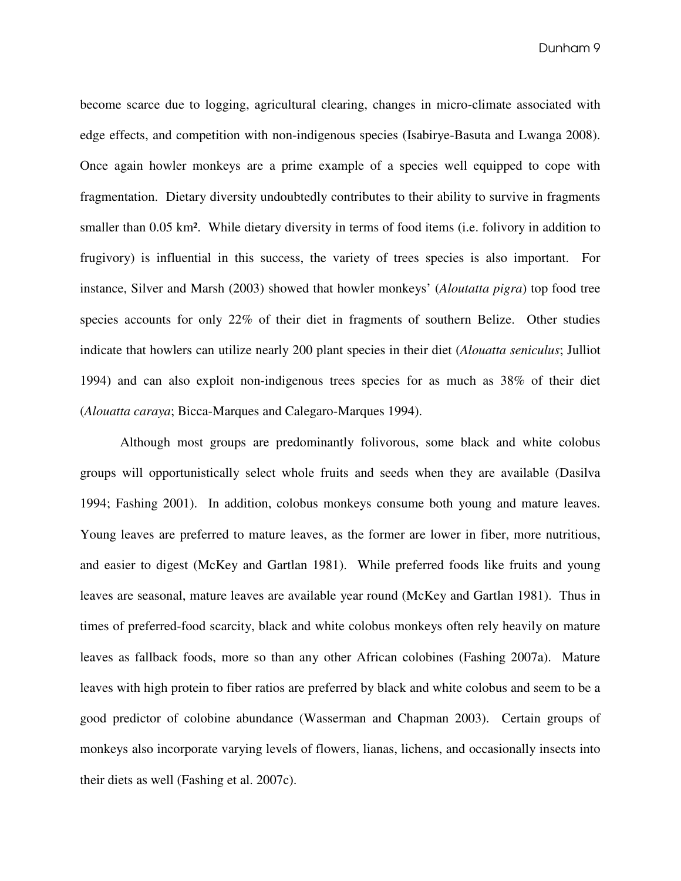become scarce due to logging, agricultural clearing, changes in micro-climate associated with edge effects, and competition with non-indigenous species (Isabirye-Basuta and Lwanga 2008). Once again howler monkeys are a prime example of a species well equipped to cope with fragmentation. Dietary diversity undoubtedly contributes to their ability to survive in fragments smaller than 0.05 km². While dietary diversity in terms of food items (i.e. folivory in addition to frugivory) is influential in this success, the variety of trees species is also important. For instance, Silver and Marsh (2003) showed that howler monkeys' (*Aloutatta pigra*) top food tree species accounts for only 22% of their diet in fragments of southern Belize. Other studies indicate that howlers can utilize nearly 200 plant species in their diet (*Alouatta seniculus*; Julliot 1994) and can also exploit non-indigenous trees species for as much as 38% of their diet (*Alouatta caraya*; Bicca-Marques and Calegaro-Marques 1994).

Although most groups are predominantly folivorous, some black and white colobus groups will opportunistically select whole fruits and seeds when they are available (Dasilva 1994; Fashing 2001). In addition, colobus monkeys consume both young and mature leaves. Young leaves are preferred to mature leaves, as the former are lower in fiber, more nutritious, and easier to digest (McKey and Gartlan 1981). While preferred foods like fruits and young leaves are seasonal, mature leaves are available year round (McKey and Gartlan 1981). Thus in times of preferred-food scarcity, black and white colobus monkeys often rely heavily on mature leaves as fallback foods, more so than any other African colobines (Fashing 2007a). Mature leaves with high protein to fiber ratios are preferred by black and white colobus and seem to be a good predictor of colobine abundance (Wasserman and Chapman 2003). Certain groups of monkeys also incorporate varying levels of flowers, lianas, lichens, and occasionally insects into their diets as well (Fashing et al. 2007c).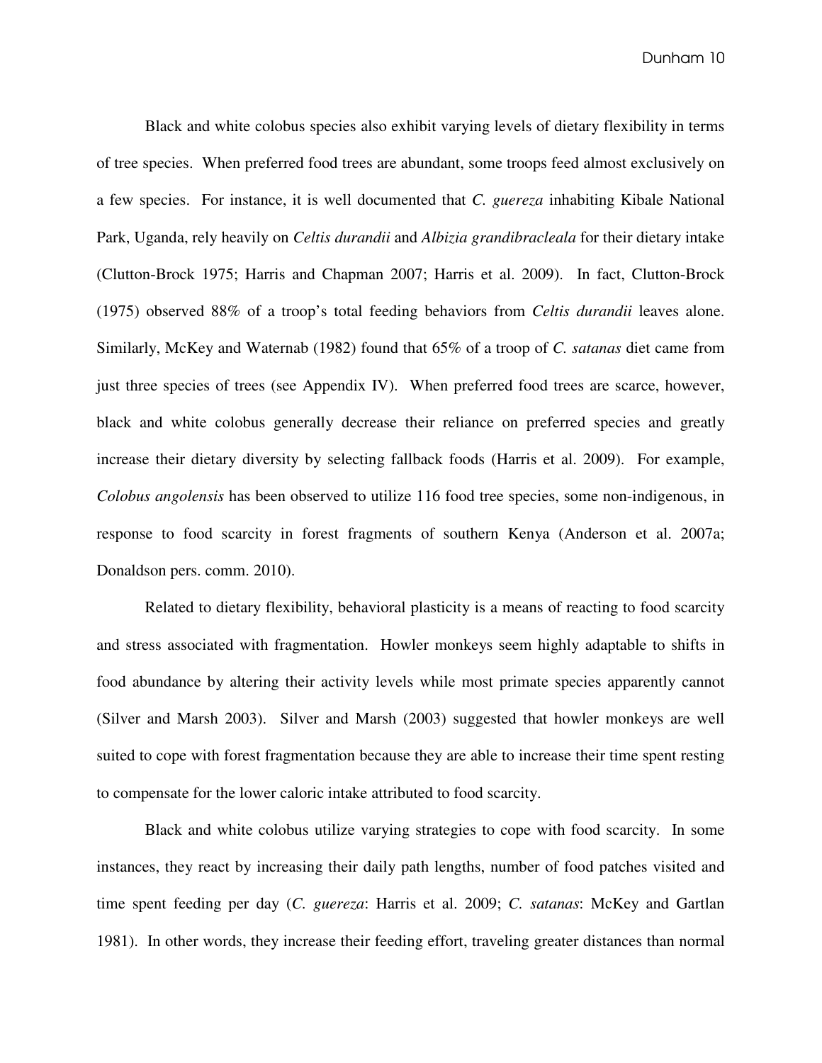Black and white colobus species also exhibit varying levels of dietary flexibility in terms of tree species. When preferred food trees are abundant, some troops feed almost exclusively on a few species. For instance, it is well documented that *C. guereza* inhabiting Kibale National Park, Uganda, rely heavily on *Celtis durandii* and *Albizia grandibracleala* for their dietary intake (Clutton-Brock 1975; Harris and Chapman 2007; Harris et al. 2009). In fact, Clutton-Brock (1975) observed 88% of a troop's total feeding behaviors from *Celtis durandii* leaves alone. Similarly, McKey and Waternab (1982) found that 65% of a troop of *C. satanas* diet came from just three species of trees (see Appendix IV). When preferred food trees are scarce, however, black and white colobus generally decrease their reliance on preferred species and greatly increase their dietary diversity by selecting fallback foods (Harris et al. 2009). For example, *Colobus angolensis* has been observed to utilize 116 food tree species, some non-indigenous, in response to food scarcity in forest fragments of southern Kenya (Anderson et al. 2007a; Donaldson pers. comm. 2010).

Related to dietary flexibility, behavioral plasticity is a means of reacting to food scarcity and stress associated with fragmentation. Howler monkeys seem highly adaptable to shifts in food abundance by altering their activity levels while most primate species apparently cannot (Silver and Marsh 2003). Silver and Marsh (2003) suggested that howler monkeys are well suited to cope with forest fragmentation because they are able to increase their time spent resting to compensate for the lower caloric intake attributed to food scarcity.

Black and white colobus utilize varying strategies to cope with food scarcity. In some instances, they react by increasing their daily path lengths, number of food patches visited and time spent feeding per day (*C. guereza*: Harris et al. 2009; *C. satanas*: McKey and Gartlan 1981). In other words, they increase their feeding effort, traveling greater distances than normal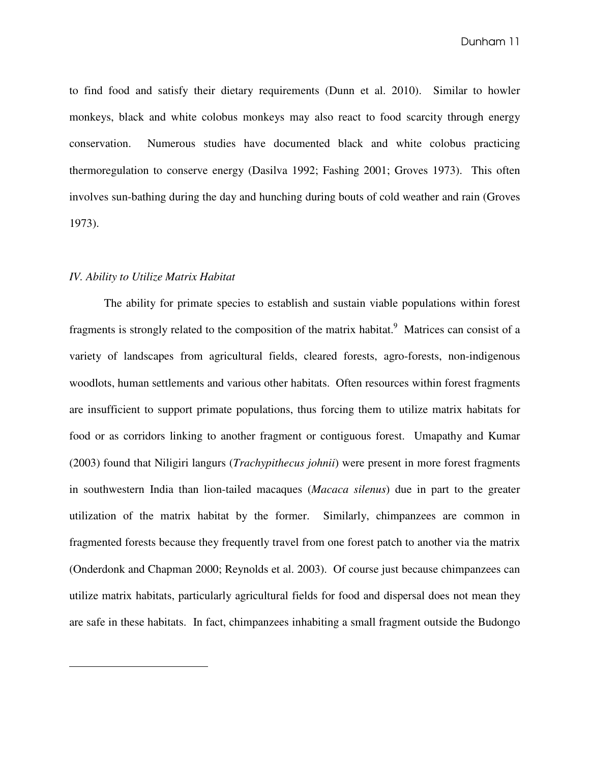to find food and satisfy their dietary requirements (Dunn et al. 2010). Similar to howler monkeys, black and white colobus monkeys may also react to food scarcity through energy conservation. Numerous studies have documented black and white colobus practicing thermoregulation to conserve energy (Dasilva 1992; Fashing 2001; Groves 1973). This often involves sun-bathing during the day and hunching during bouts of cold weather and rain (Groves 1973).

### *IV. Ability to Utilize Matrix Habitat*

The ability for primate species to establish and sustain viable populations within forest fragments is strongly related to the composition of the matrix habitat.[9] Matrices can consist of a variety of landscapes from agricultural fields, cleared forests, agro-forests, non-indigenous woodlots, human settlements and various other habitats. Often resources within forest fragments are insufficient to support primate populations, thus forcing them to utilize matrix habitats for food or as corridors linking to another fragment or contiguous forest. Umapathy and Kumar (2003) found that Niligiri langurs (*Trachypithecus johnii*) were present in more forest fragments in southwestern India than lion-tailed macaques (*Macaca silenus*) due in part to the greater utilization of the matrix habitat by the former. Similarly, chimpanzees are common in fragmented forests because they frequently travel from one forest patch to another via the matrix (Onderdonk and Chapman 2000; Reynolds et al. 2003). Of course just because chimpanzees can utilize matrix habitats, particularly agricultural fields for food and dispersal does not mean they are safe in these habitats. In fact, chimpanzees inhabiting a small fragment outside the Budongo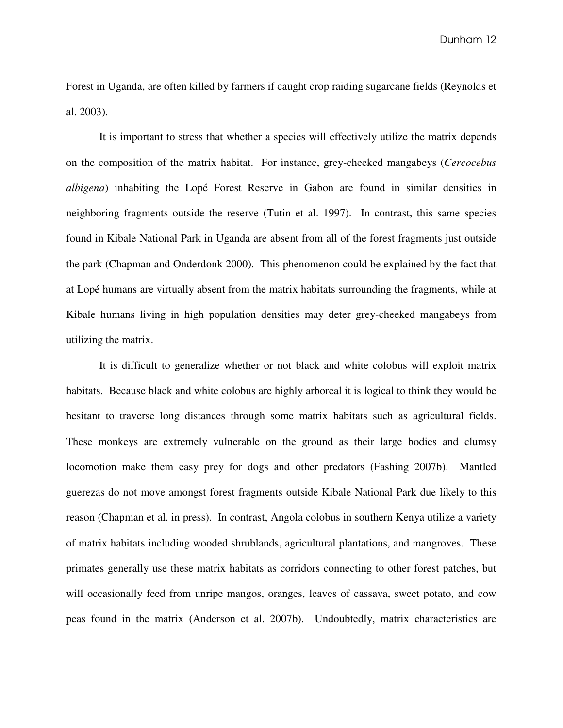Forest in Uganda, are often killed by farmers if caught crop raiding sugarcane fields (Reynolds et al. 2003).

It is important to stress that whether a species will effectively utilize the matrix depends on the composition of the matrix habitat. For instance, grey-cheeked mangabeys (*Cercocebus albigena*) inhabiting the Lopé Forest Reserve in Gabon are found in similar densities in neighboring fragments outside the reserve (Tutin et al. 1997). In contrast, this same species found in Kibale National Park in Uganda are absent from all of the forest fragments just outside the park (Chapman and Onderdonk 2000). This phenomenon could be explained by the fact that at Lopé humans are virtually absent from the matrix habitats surrounding the fragments, while at Kibale humans living in high population densities may deter grey-cheeked mangabeys from utilizing the matrix.

It is difficult to generalize whether or not black and white colobus will exploit matrix habitats. Because black and white colobus are highly arboreal it is logical to think they would be hesitant to traverse long distances through some matrix habitats such as agricultural fields. These monkeys are extremely vulnerable on the ground as their large bodies and clumsy locomotion make them easy prey for dogs and other predators (Fashing 2007b). Mantled guerezas do not move amongst forest fragments outside Kibale National Park due likely to this reason (Chapman et al. in press). In contrast, Angola colobus in southern Kenya utilize a variety of matrix habitats including wooded shrublands, agricultural plantations, and mangroves. These primates generally use these matrix habitats as corridors connecting to other forest patches, but will occasionally feed from unripe mangos, oranges, leaves of cassava, sweet potato, and cow peas found in the matrix (Anderson et al. 2007b). Undoubtedly, matrix characteristics are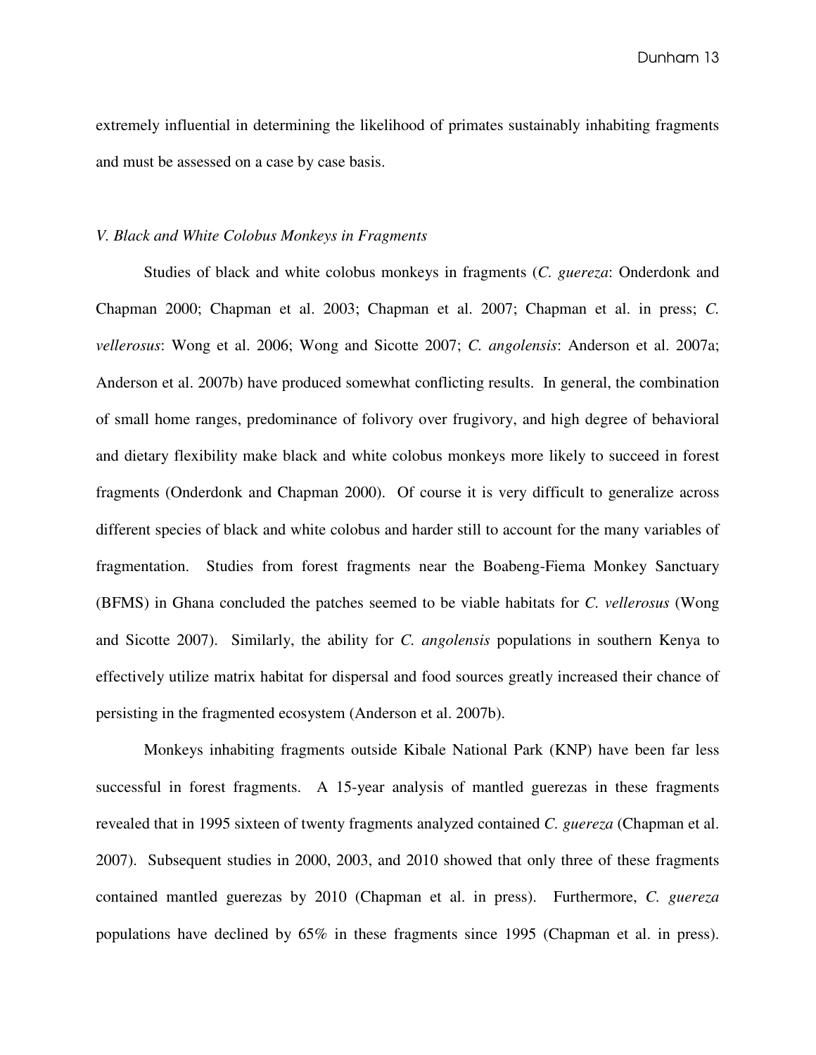extremely influential in determining the likelihood of primates sustainably inhabiting fragments and must be assessed on a case by case basis.

### *V. Black and White Colobus Monkeys in Fragments*

Studies of black and white colobus monkeys in fragments (*C. guereza*: Onderdonk and Chapman 2000; Chapman et al. 2003; Chapman et al. 2007; Chapman et al. in press; *C. vellerosus*: Wong et al. 2006; Wong and Sicotte 2007; *C. angolensis*: Anderson et al. 2007a; Anderson et al. 2007b) have produced somewhat conflicting results. In general, the combination of small home ranges, predominance of folivory over frugivory, and high degree of behavioral and dietary flexibility make black and white colobus monkeys more likely to succeed in forest fragments (Onderdonk and Chapman 2000). Of course it is very difficult to generalize across different species of black and white colobus and harder still to account for the many variables of fragmentation. Studies from forest fragments near the Boabeng-Fiema Monkey Sanctuary (BFMS) in Ghana concluded the patches seemed to be viable habitats for *C. vellerosus* (Wong and Sicotte 2007). Similarly, the ability for *C. angolensis* populations in southern Kenya to effectively utilize matrix habitat for dispersal and food sources greatly increased their chance of persisting in the fragmented ecosystem (Anderson et al. 2007b).

Monkeys inhabiting fragments outside Kibale National Park (KNP) have been far less successful in forest fragments. A 15-year analysis of mantled guerezas in these fragments revealed that in 1995 sixteen of twenty fragments analyzed contained *C. guereza* (Chapman et al. 2007). Subsequent studies in 2000, 2003, and 2010 showed that only three of these fragments contained mantled guerezas by 2010 (Chapman et al. in press). Furthermore, *C. guereza* populations have declined by 65% in these fragments since 1995 (Chapman et al. in press).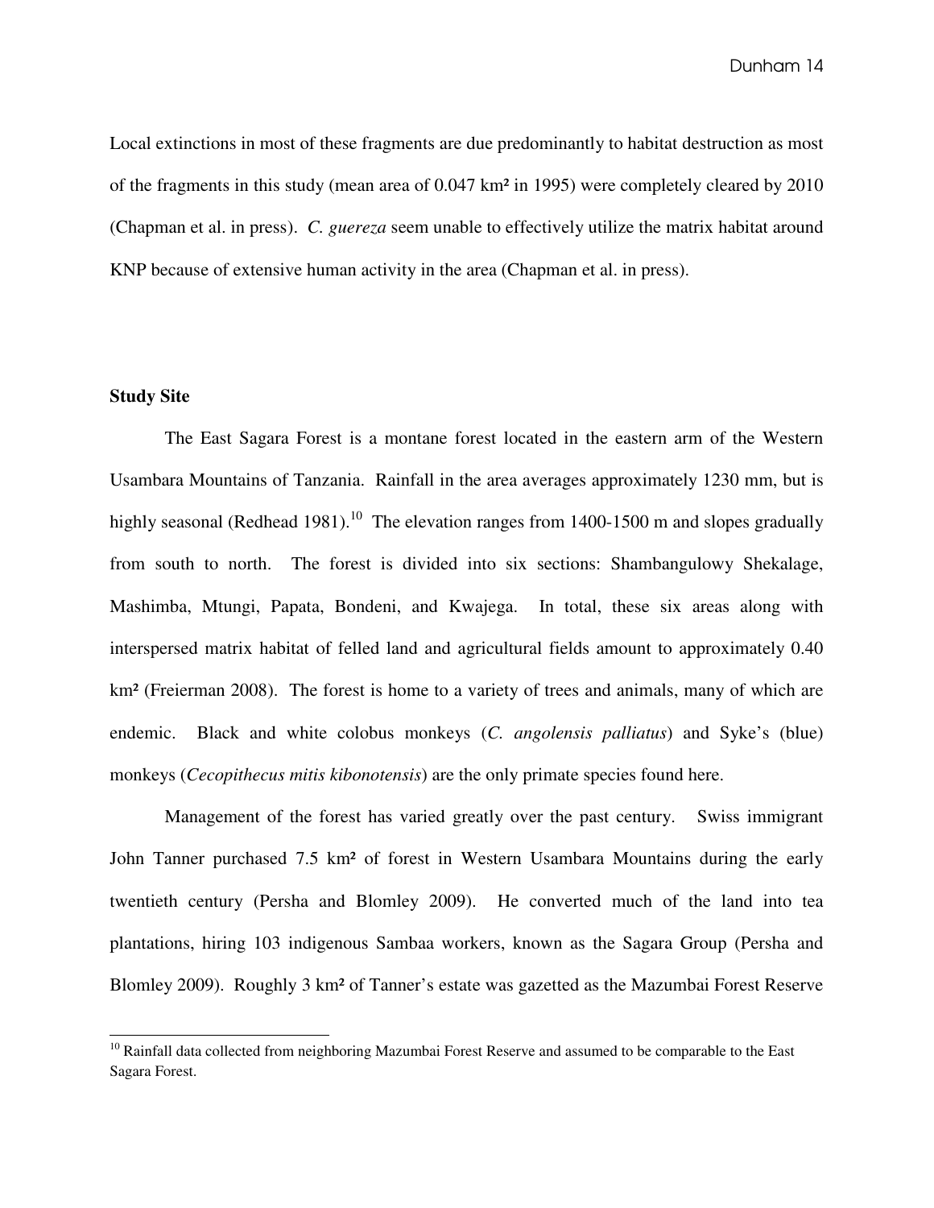Local extinctions in most of these fragments are due predominantly to habitat destruction as most of the fragments in this study (mean area of 0.047 km² in 1995) were completely cleared by 2010 (Chapman et al. in press). *C. guereza* seem unable to effectively utilize the matrix habitat around KNP because of extensive human activity in the area (Chapman et al. in press).

**Study Site**

The East Sagara Forest is a montane forest located in the eastern arm of the Western Usambara Mountains of Tanzania. Rainfall in the area averages approximately 1230 mm, but is highly seasonal (Redhead 1981).[10] The elevation ranges from 1400-1500 m and slopes gradually from south to north. The forest is divided into six sections: Shambangulowy Shekalage, Mashimba, Mtungi, Papata, Bondeni, and Kwajega. In total, these six areas along with interspersed matrix habitat of felled land and agricultural fields amount to approximately 0.40 km² (Freierman 2008). The forest is home to a variety of trees and animals, many of which are endemic. Black and white colobus monkeys (*C. angolensis palliatus*) and Syke's (blue) monkeys (*Cecopithecus mitis kibonotensis*) are the only primate species found here.

Management of the forest has varied greatly over the past century. Swiss immigrant John Tanner purchased 7.5 km² of forest in Western Usambara Mountains during the early twentieth century (Persha and Blomley 2009). He converted much of the land into tea plantations, hiring 103 indigenous Sambaa workers, known as the Sagara Group (Persha and Blomley 2009). Roughly 3 km² of Tanner's estate was gazetted as the Mazumbai Forest Reserve

[10] Rainfall data collected from neighboring Mazumbai Forest Reserve and assumed to be comparable to the East Sagara Forest.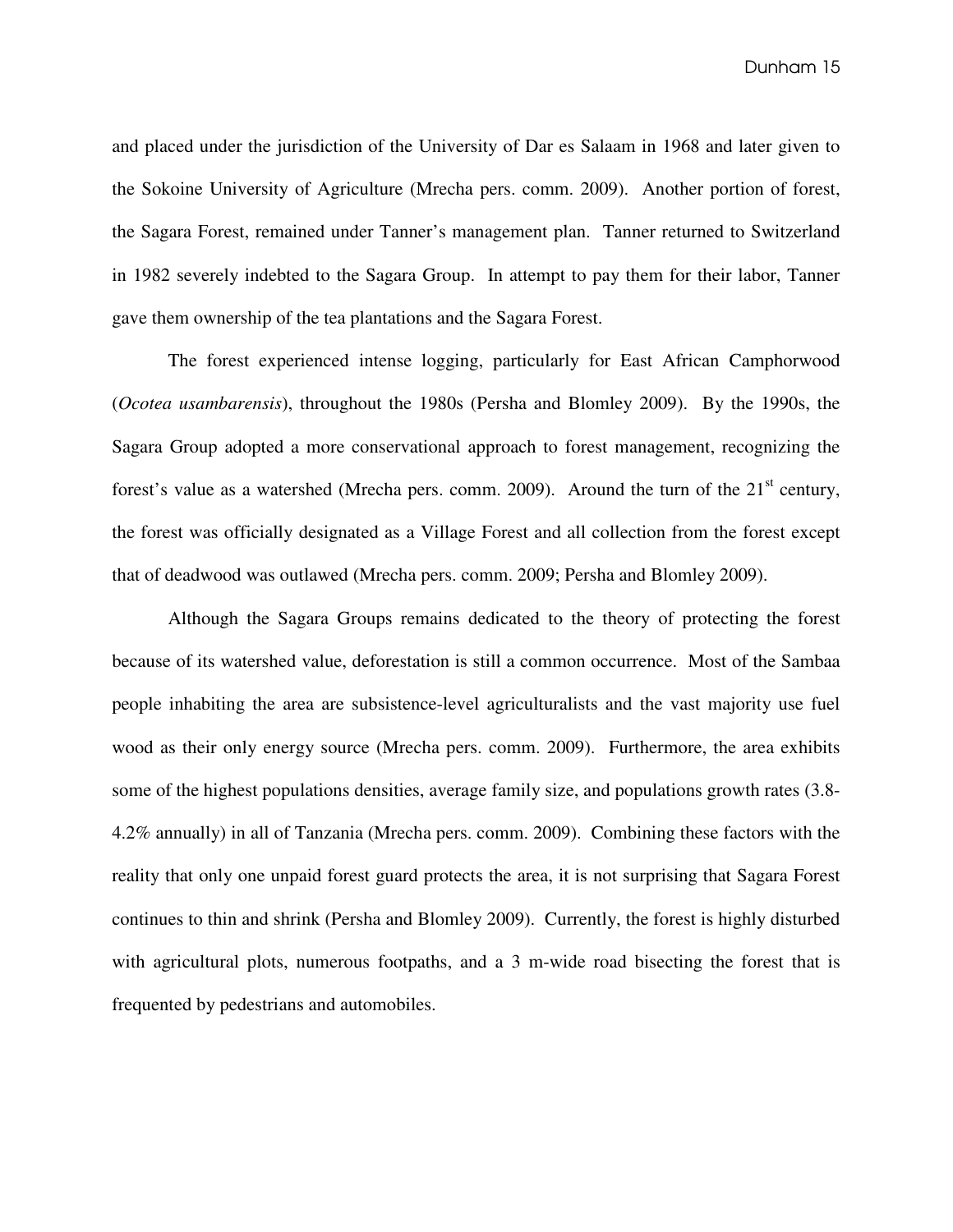and placed under the jurisdiction of the University of Dar es Salaam in 1968 and later given to the Sokoine University of Agriculture (Mrecha pers. comm. 2009). Another portion of forest, the Sagara Forest, remained under Tanner's management plan. Tanner returned to Switzerland in 1982 severely indebted to the Sagara Group. In attempt to pay them for their labor, Tanner gave them ownership of the tea plantations and the Sagara Forest.

The forest experienced intense logging, particularly for East African Camphorwood (*Ocotea usambarensis*), throughout the 1980s (Persha and Blomley 2009). By the 1990s, the Sagara Group adopted a more conservational approach to forest management, recognizing the forest's value as a watershed (Mrecha pers. comm. 2009). Around the turn of the 21st century, the forest was officially designated as a Village Forest and all collection from the forest except that of deadwood was outlawed (Mrecha pers. comm. 2009; Persha and Blomley 2009).

Although the Sagara Groups remains dedicated to the theory of protecting the forest because of its watershed value, deforestation is still a common occurrence. Most of the Sambaa people inhabiting the area are subsistence-level agriculturalists and the vast majority use fuel wood as their only energy source (Mrecha pers. comm. 2009). Furthermore, the area exhibits some of the highest populations densities, average family size, and populations growth rates (3.8-4.2% annually) in all of Tanzania (Mrecha pers. comm. 2009). Combining these factors with the reality that only one unpaid forest guard protects the area, it is not surprising that Sagara Forest continues to thin and shrink (Persha and Blomley 2009). Currently, the forest is highly disturbed with agricultural plots, numerous footpaths, and a 3 m-wide road bisecting the forest that is frequented by pedestrians and automobiles.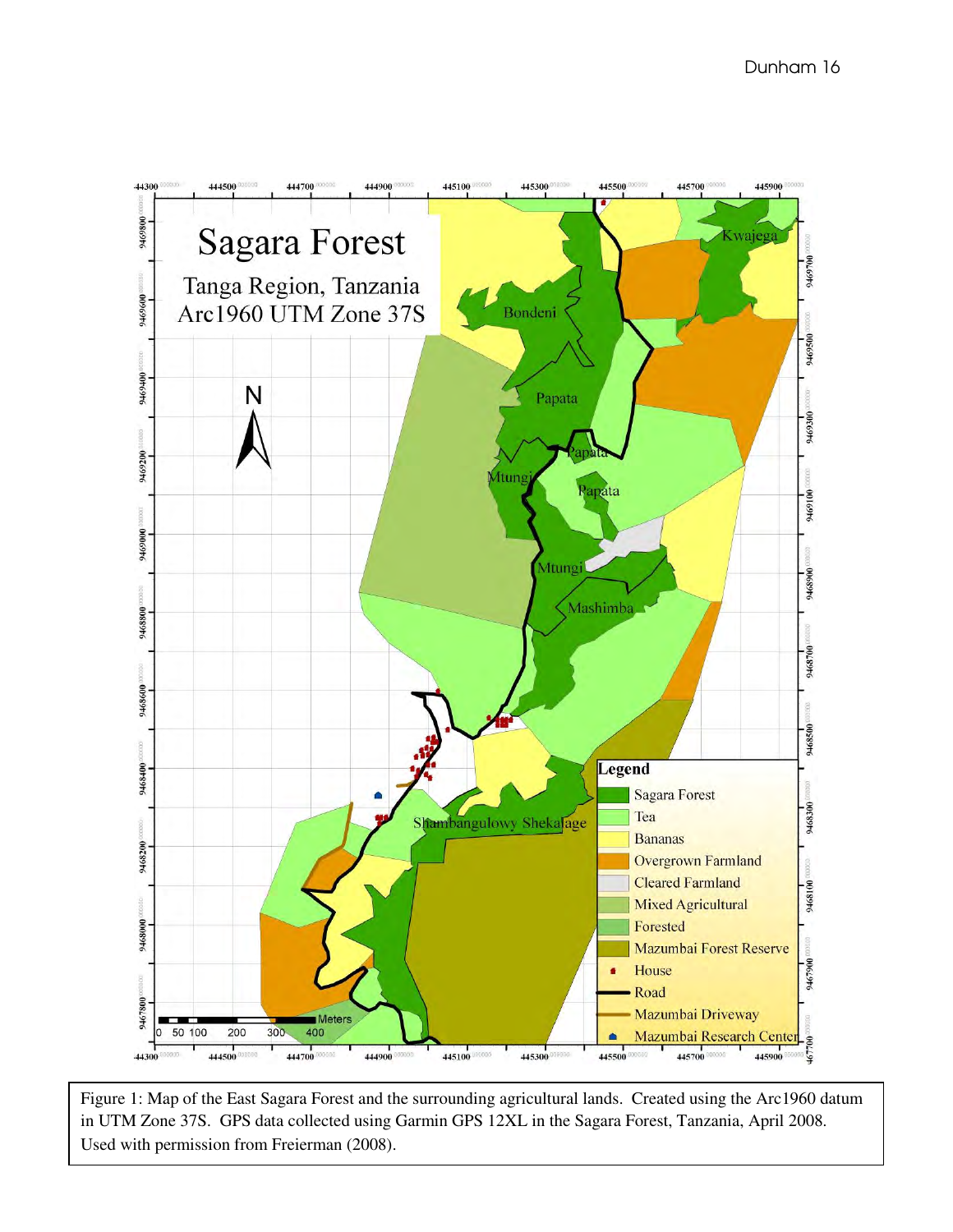Sagara Forest

Tanga Region, Tanzania

Arc1960 UTM Zone 37S

N

Kwajega

Bondeni

Papata

Papata

Papata

Mtungi

Mtungi

Mashimba

Shambangulowy Shekalage

Legend

Sagara Forest

Tea

Bananas

Overgrown Farmland

Cleared Farmland

Mixed Agricultural

Forested

Mazumbai Forest Reserve

House

Road

Mazumbai Driveway

Mazumbai Research Center

Meters

0 50 100 200 300 400

44300 444500 444700 444900 445100 445300 445500 445700 445900

9469800 9469700 9469600 9469500 9469400 9469300 9469200 9469100 9469000 9468900 9468800 9468700 9468600 9468500 9468400 9468300 9468200 9468100 9468000 9467900 9467800 9467700

Figure 1: Map of the East Sagara Forest and the surrounding agricultural lands. Created using the Arc1960 datum in UTM Zone 37S. GPS data collected using Garmin GPS 12XL in the Sagara Forest, Tanzania, April 2008. Used with permission from Freierman (2008).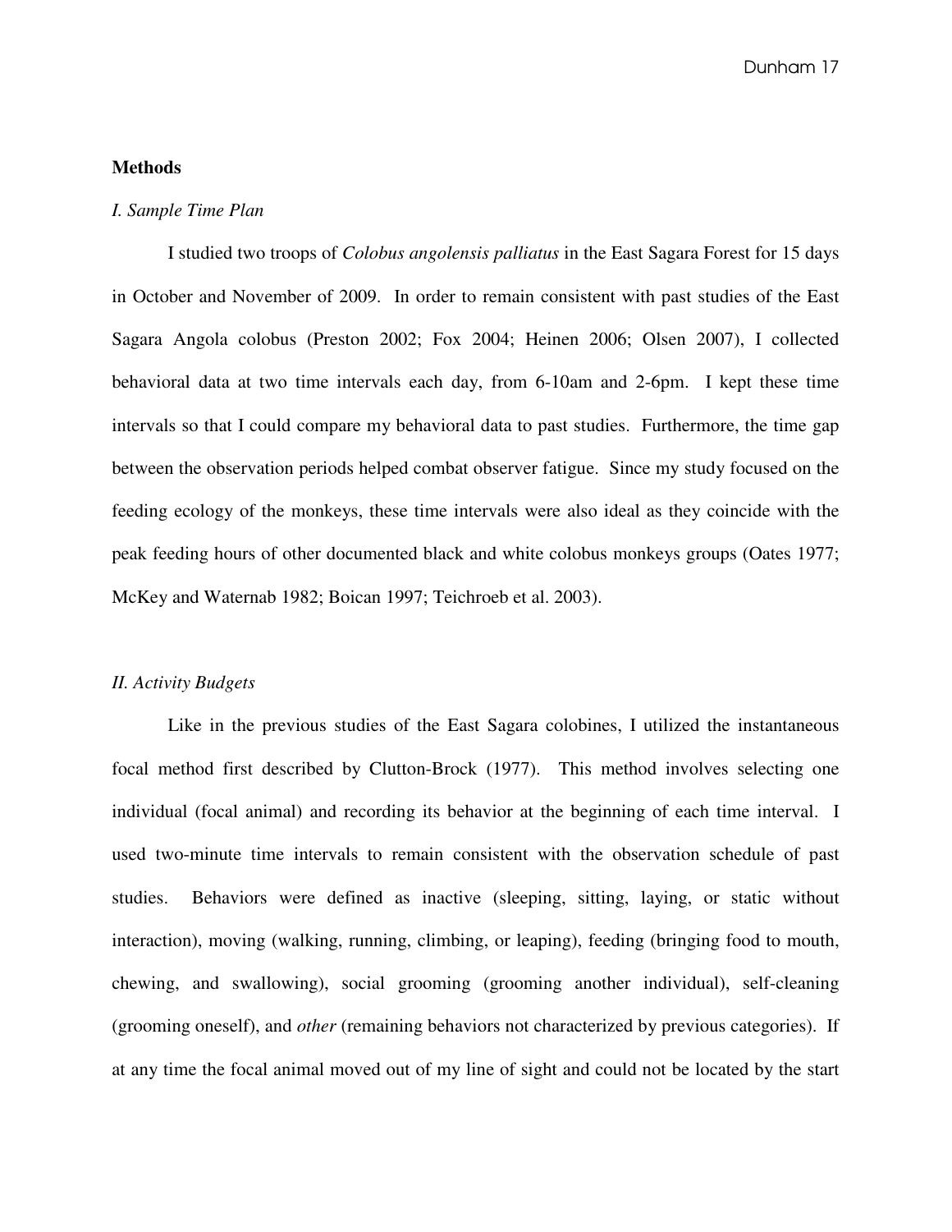## Methods

### *I. Sample Time Plan*

I studied two troops of *Colobus angolensis palliatus* in the East Sagara Forest for 15 days in October and November of 2009. In order to remain consistent with past studies of the East Sagara Angola colobus (Preston 2002; Fox 2004; Heinen 2006; Olsen 2007), I collected behavioral data at two time intervals each day, from 6-10am and 2-6pm. I kept these time intervals so that I could compare my behavioral data to past studies. Furthermore, the time gap between the observation periods helped combat observer fatigue. Since my study focused on the feeding ecology of the monkeys, these time intervals were also ideal as they coincide with the peak feeding hours of other documented black and white colobus monkeys groups (Oates 1977; McKey and Waternab 1982; Boican 1997; Teichroeb et al. 2003).

### *II. Activity Budgets*

Like in the previous studies of the East Sagara colobines, I utilized the instantaneous focal method first described by Clutton-Brock (1977). This method involves selecting one individual (focal animal) and recording its behavior at the beginning of each time interval. I used two-minute time intervals to remain consistent with the observation schedule of past studies. Behaviors were defined as inactive (sleeping, sitting, laying, or static without interaction), moving (walking, running, climbing, or leaping), feeding (bringing food to mouth, chewing, and swallowing), social grooming (grooming another individual), self-cleaning (grooming oneself), and *other* (remaining behaviors not characterized by previous categories). If at any time the focal animal moved out of my line of sight and could not be located by the start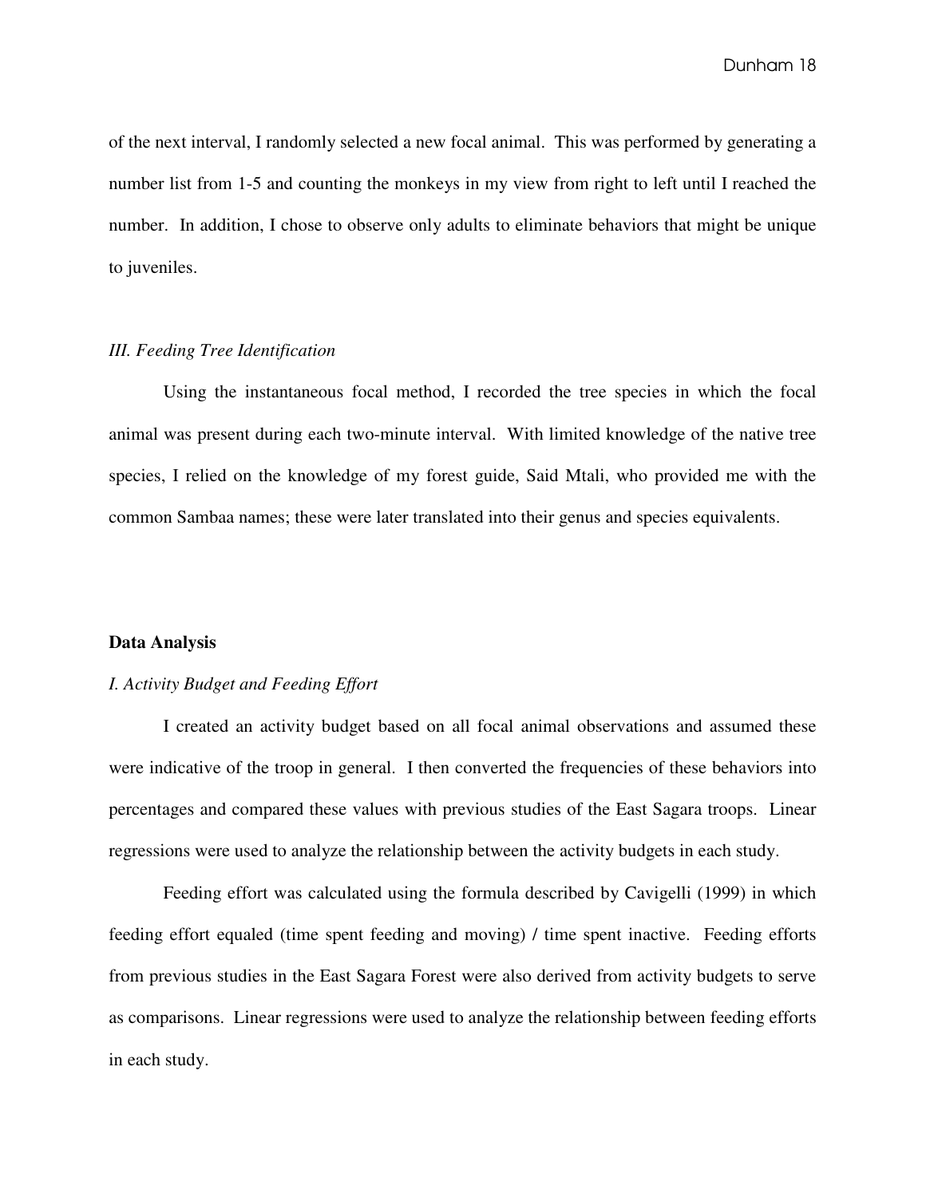of the next interval, I randomly selected a new focal animal. This was performed by generating a number list from 1-5 and counting the monkeys in my view from right to left until I reached the number. In addition, I chose to observe only adults to eliminate behaviors that might be unique to juveniles.

*III. Feeding Tree Identification*

Using the instantaneous focal method, I recorded the tree species in which the focal animal was present during each two-minute interval. With limited knowledge of the native tree species, I relied on the knowledge of my forest guide, Said Mtali, who provided me with the common Sambaa names; these were later translated into their genus and species equivalents.

**Data Analysis**

*I. Activity Budget and Feeding Effort*

I created an activity budget based on all focal animal observations and assumed these were indicative of the troop in general. I then converted the frequencies of these behaviors into percentages and compared these values with previous studies of the East Sagara troops. Linear regressions were used to analyze the relationship between the activity budgets in each study.

Feeding effort was calculated using the formula described by Cavigelli (1999) in which feeding effort equaled (time spent feeding and moving) / time spent inactive. Feeding efforts from previous studies in the East Sagara Forest were also derived from activity budgets to serve as comparisons. Linear regressions were used to analyze the relationship between feeding efforts in each study.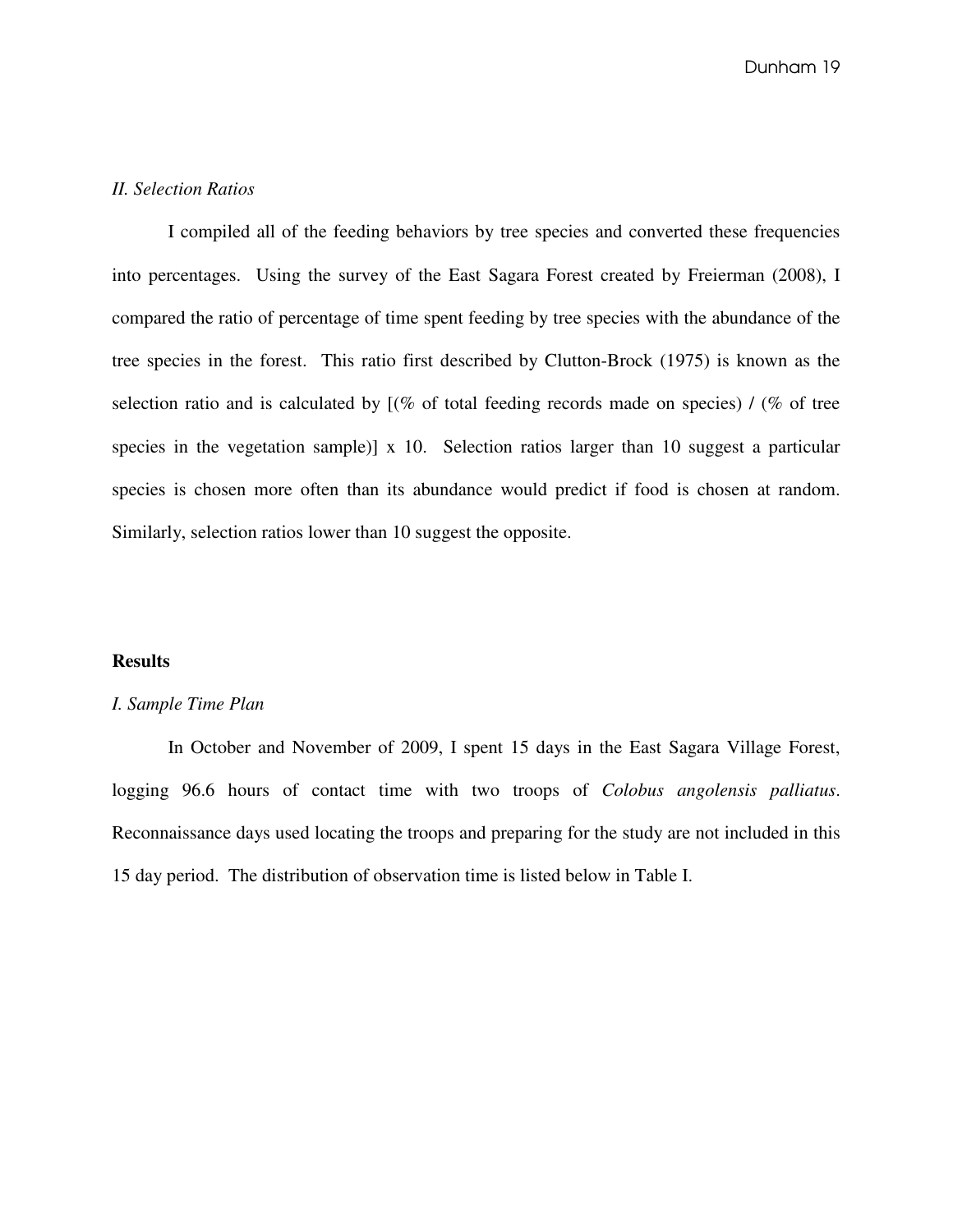*II. Selection Ratios*

I compiled all of the feeding behaviors by tree species and converted these frequencies into percentages. Using the survey of the East Sagara Forest created by Freierman (2008), I compared the ratio of percentage of time spent feeding by tree species with the abundance of the tree species in the forest. This ratio first described by Clutton-Brock (1975) is known as the selection ratio and is calculated by [(% of total feeding records made on species) / (% of tree species in the vegetation sample)] x 10. Selection ratios larger than 10 suggest a particular species is chosen more often than its abundance would predict if food is chosen at random. Similarly, selection ratios lower than 10 suggest the opposite.

## Results

*I. Sample Time Plan*

In October and November of 2009, I spent 15 days in the East Sagara Village Forest, logging 96.6 hours of contact time with two troops of *Colobus angolensis palliatus*. Reconnaissance days used locating the troops and preparing for the study are not included in this 15 day period. The distribution of observation time is listed below in Table I.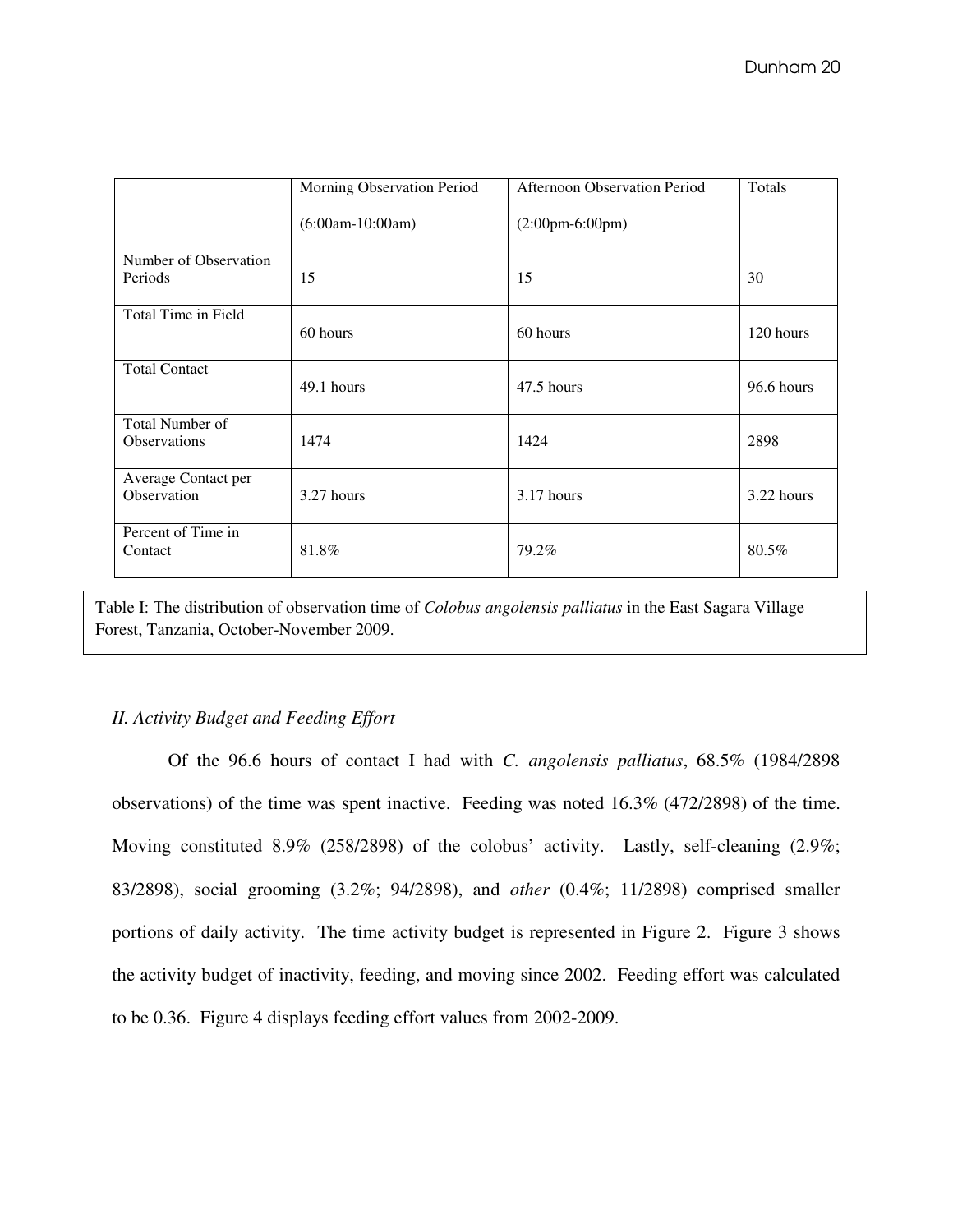| | Morning Observation Period (6:00am-10:00am) | Afternoon Observation Period (2:00pm-6:00pm) | Totals |
|---|---|---|---|
| Number of Observation Periods | 15 | 15 | 30 |
| Total Time in Field | 60 hours | 60 hours | 120 hours |
| Total Contact | 49.1 hours | 47.5 hours | 96.6 hours |
| Total Number of Observations | 1474 | 1424 | 2898 |
| Average Contact per Observation | 3.27 hours | 3.17 hours | 3.22 hours |
| Percent of Time in Contact | 81.8% | 79.2% | 80.5% |

Table I: The distribution of observation time of *Colobus angolensis palliatus* in the East Sagara Village Forest, Tanzania, October-November 2009.

### *II. Activity Budget and Feeding Effort*

Of the 96.6 hours of contact I had with *C. angolensis palliatus*, 68.5% (1984/2898 observations) of the time was spent inactive. Feeding was noted 16.3% (472/2898) of the time. Moving constituted 8.9% (258/2898) of the colobus' activity. Lastly, self-cleaning (2.9%; 83/2898), social grooming (3.2%; 94/2898), and *other* (0.4%; 11/2898) comprised smaller portions of daily activity. The time activity budget is represented in Figure 2. Figure 3 shows the activity budget of inactivity, feeding, and moving since 2002. Feeding effort was calculated to be 0.36. Figure 4 displays feeding effort values from 2002-2009.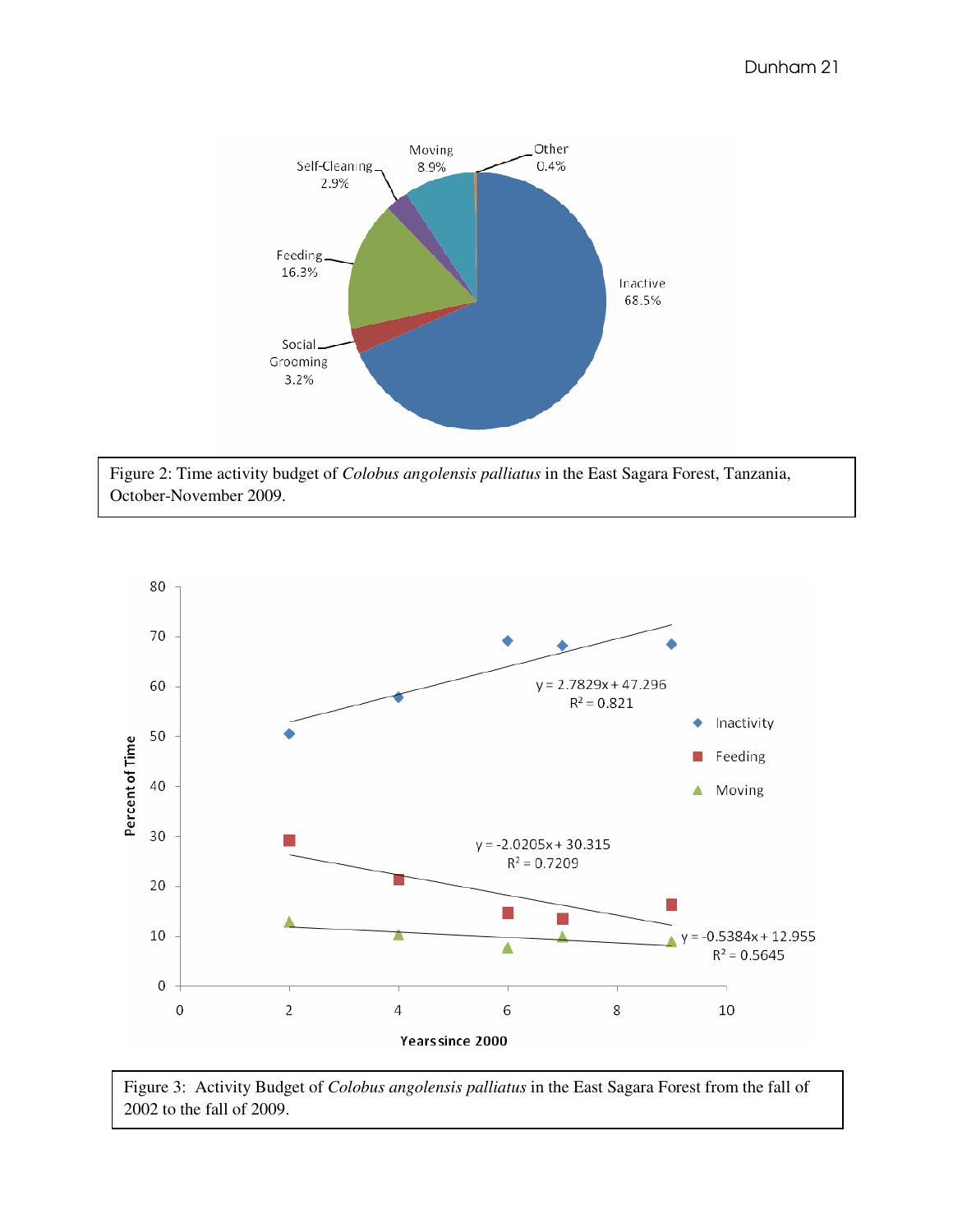Moving
8.9%

Other
0.4%

Self-Cleaning
2.9%

Feeding
16.3%

Inactive
68.5%

Social
Grooming
3.2%

Figure 2: Time activity budget of *Colobus angolensis palliatus* in the East Sagara Forest, Tanzania, October-November 2009.

80
70
60
50
40
30
20
10
0

Percent of Time

0 2 4 6 8 10

Years since 2000

$y = 2.7829x + 47.296$
$R^2 = 0.821$

$y = -2.0205x + 30.315$
$R^2 = 0.7209$

$y = -0.5384x + 12.955$
$R^2 = 0.5645$

Inactivity
Feeding
Moving

Figure 3: Activity Budget of *Colobus angolensis palliatus* in the East Sagara Forest from the fall of 2002 to the fall of 2009.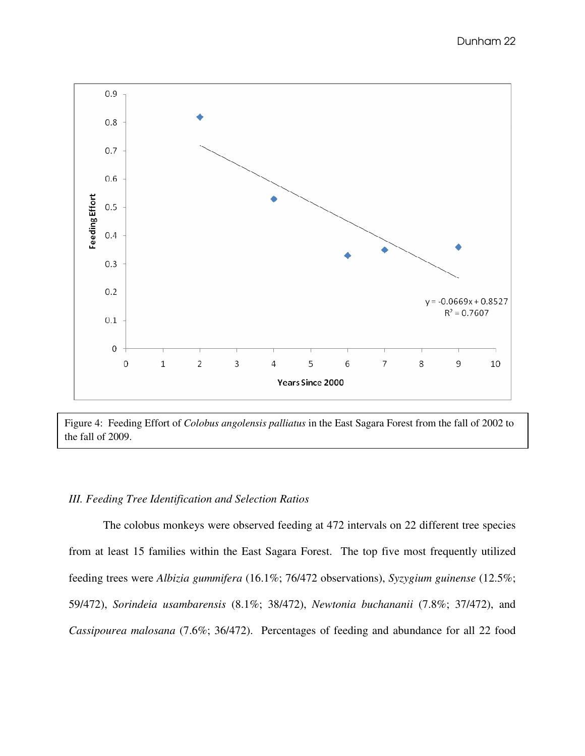0.9
0.8
0.7
0.6
0.5
0.4
0.3
0.2
0.1
0

0 1 2 3 4 5 6 7 8 9 10

Feeding Effort

Years Since 2000

y = -0.0669x + 0.8527
$R^2$ = 0.7607

Figure 4: Feeding Effort of *Colobus angolensis palliatus* in the East Sagara Forest from the fall of 2002 to the fall of 2009.

### *III. Feeding Tree Identification and Selection Ratios*

The colobus monkeys were observed feeding at 472 intervals on 22 different tree species from at least 15 families within the East Sagara Forest. The top five most frequently utilized feeding trees were *Albizia gummifera* (16.1%; 76/472 observations), *Syzygium guinense* (12.5%; 59/472), *Sorindeia usambarensis* (8.1%; 38/472), *Newtonia buchananii* (7.8%; 37/472), and *Cassipourea malosana* (7.6%; 36/472). Percentages of feeding and abundance for all 22 food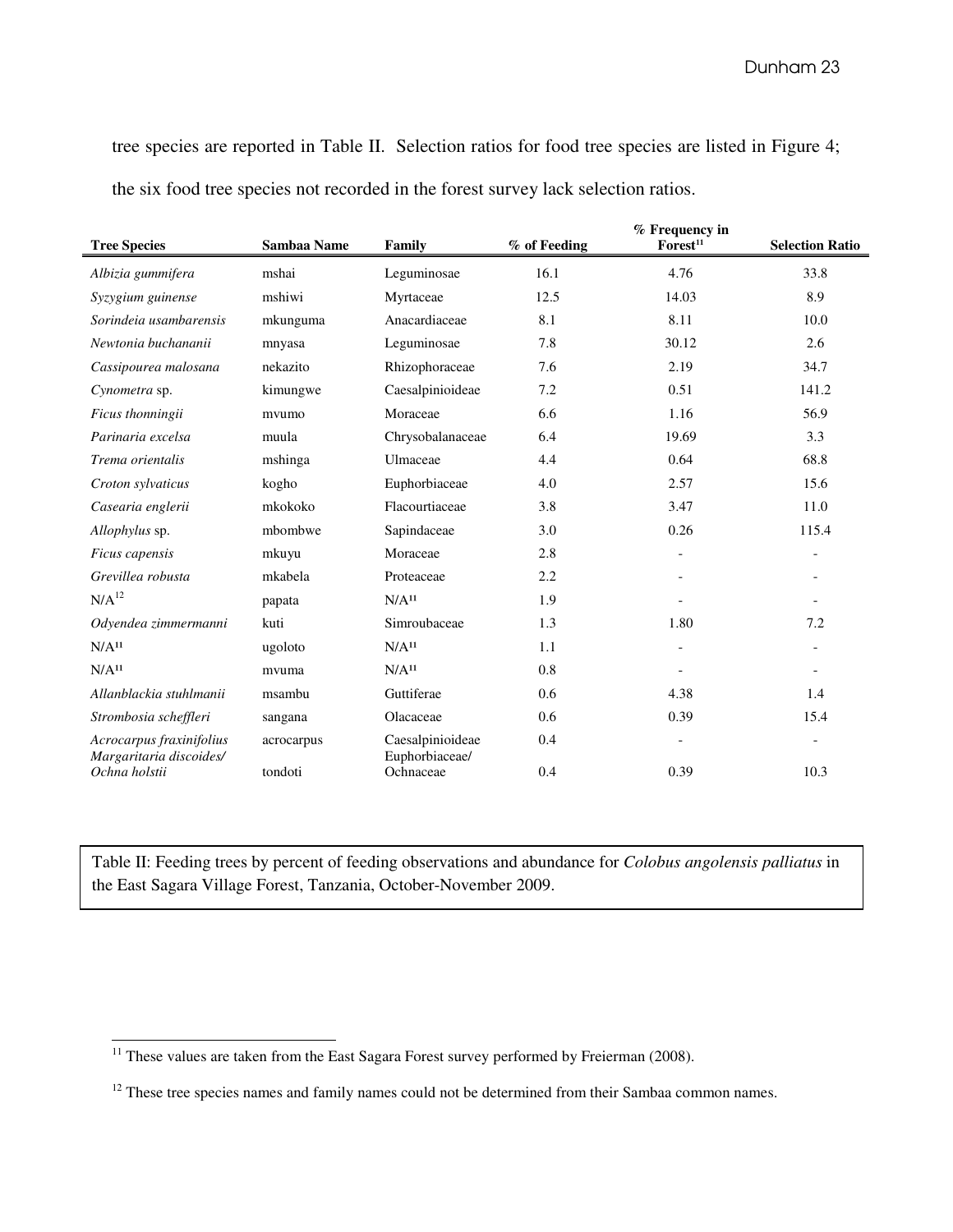tree species are reported in Table II. Selection ratios for food tree species are listed in Figure 4; the six food tree species not recorded in the forest survey lack selection ratios.

| Tree Species | Sambaa Name | Family | % of Feeding | % Frequency in Forest[11] | Selection Ratio |
|---|---|---|---|---|---|
| *Albizia gummifera* | mshai | Leguminosae | 16.1 | 4.76 | 33.8 |
| *Syzygium guinense* | mshiwi | Myrtaceae | 12.5 | 14.03 | 8.9 |
| *Sorindeia usambarensis* | mkunguma | Anacardiaceae | 8.1 | 8.11 | 10.0 |
| *Newtonia buchananii* | mnyasa | Leguminosae | 7.8 | 30.12 | 2.6 |
| *Cassipourea malosana* | nekazito | Rhizophoraceae | 7.6 | 2.19 | 34.7 |
| *Cynometra* sp. | kimungwe | Caesalpinioideae | 7.2 | 0.51 | 141.2 |
| *Ficus thonningii* | mvumo | Moraceae | 6.6 | 1.16 | 56.9 |
| *Parinaria excelsa* | muula | Chrysobalanaceae | 6.4 | 19.69 | 3.3 |
| *Trema orientalis* | mshinga | Ulmaceae | 4.4 | 0.64 | 68.8 |
| *Croton sylvaticus* | kogho | Euphorbiaceae | 4.0 | 2.57 | 15.6 |
| *Casearia englerii* | mkokoko | Flacourtiaceae | 3.8 | 3.47 | 11.0 |
| *Allophylus* sp. | mbombwe | Sapindaceae | 3.0 | 0.26 | 115.4 |
| *Ficus capensis* | mkuyu | Moraceae | 2.8 | - | - |
| *Grevillea robusta* | mkabela | Proteaceae | 2.2 | - | - |
| N/A[12] | papata | N/A[11] | 1.9 | - | - |
| *Odyendea zimmermanni* | kuti | Simroubaceae | 1.3 | 1.80 | 7.2 |
| N/A[11] | ugoloto | N/A[11] | 1.1 | - | - |
| N/A[11] | mvuma | N/A[11] | 0.8 | - | - |
| *Allanblackia stuhlmanii* | msambu | Guttiferae | 0.6 | 4.38 | 1.4 |
| *Strombosia scheffleri* | sangana | Olacaceae | 0.6 | 0.39 | 15.4 |
| *Acrocarpus fraxinifolius* | acrocarpus | Caesalpinioideae | 0.4 | - | - |
| *Margaritaria discoides/ Ochna holstii* | tondoti | Euphorbiaceae/ Ochnaceae | 0.4 | 0.39 | 10.3 |

Table II: Feeding trees by percent of feeding observations and abundance for *Colobus angolensis palliatus* in the East Sagara Village Forest, Tanzania, October-November 2009.

---

[11] These values are taken from the East Sagara Forest survey performed by Freierman (2008).

[12] These tree species names and family names could not be determined from their Sambaa common names.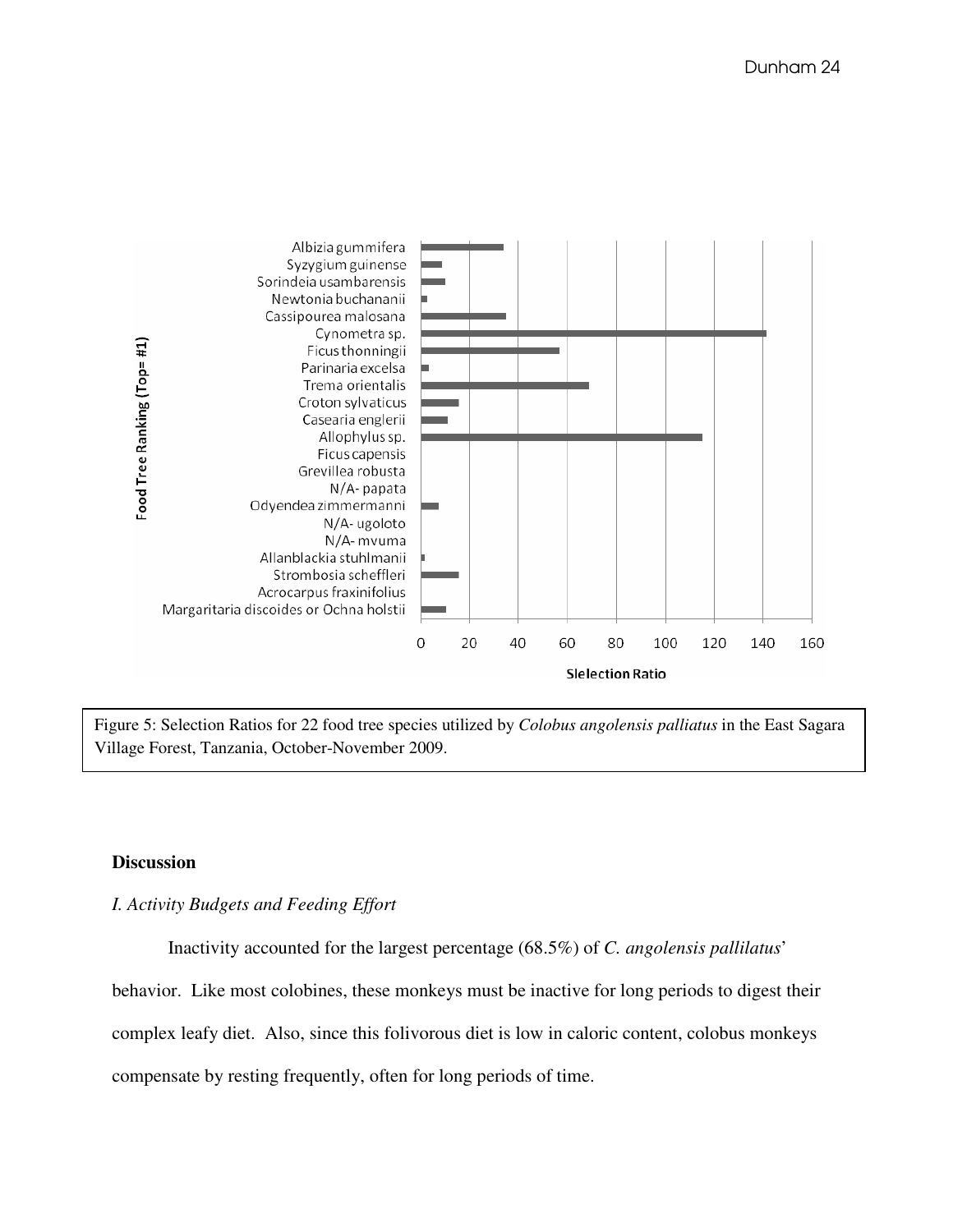Figure 5: Selection Ratios for 22 food tree species utilized by *Colobus angolensis palliatus* in the East Sagara Village Forest, Tanzania, October-November 2009.

## Discussion

### *I. Activity Budgets and Feeding Effort*

Inactivity accounted for the largest percentage (68.5%) of *C. angolensis pallilatus*' behavior. Like most colobines, these monkeys must be inactive for long periods to digest their complex leafy diet. Also, since this folivorous diet is low in caloric content, colobus monkeys compensate by resting frequently, often for long periods of time.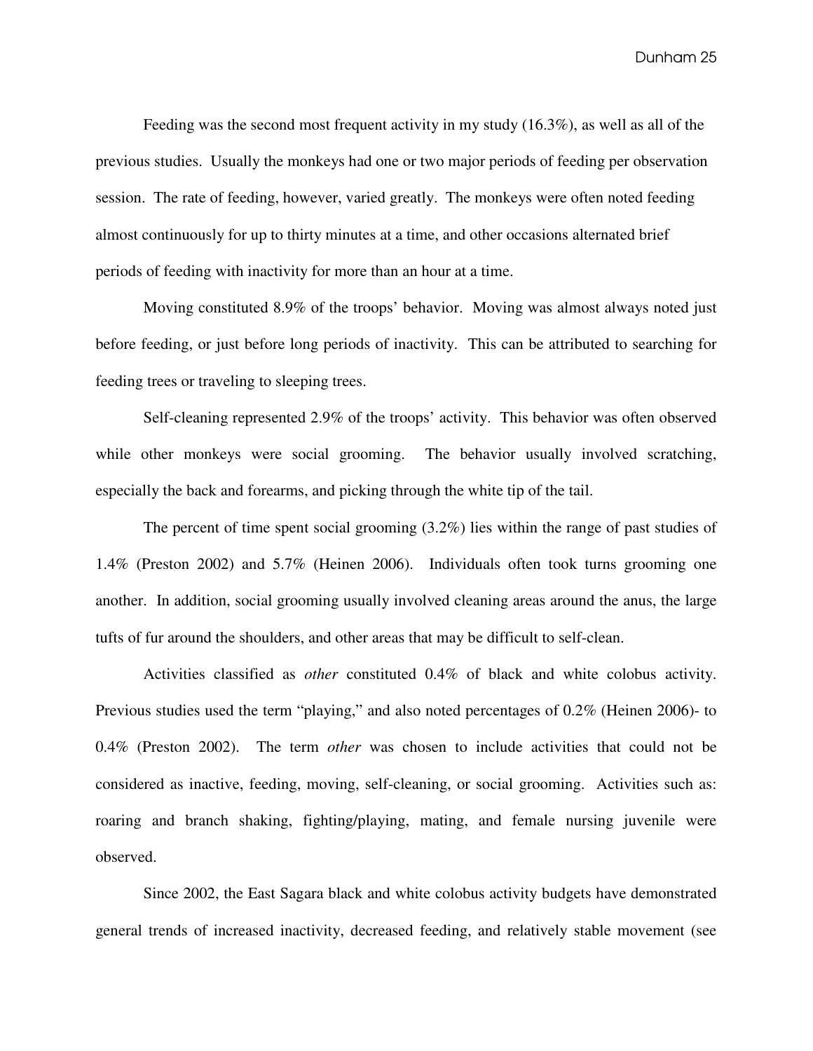Feeding was the second most frequent activity in my study (16.3%), as well as all of the previous studies. Usually the monkeys had one or two major periods of feeding per observation session. The rate of feeding, however, varied greatly. The monkeys were often noted feeding almost continuously for up to thirty minutes at a time, and other occasions alternated brief periods of feeding with inactivity for more than an hour at a time.

Moving constituted 8.9% of the troops' behavior. Moving was almost always noted just before feeding, or just before long periods of inactivity. This can be attributed to searching for feeding trees or traveling to sleeping trees.

Self-cleaning represented 2.9% of the troops' activity. This behavior was often observed while other monkeys were social grooming. The behavior usually involved scratching, especially the back and forearms, and picking through the white tip of the tail.

The percent of time spent social grooming (3.2%) lies within the range of past studies of 1.4% (Preston 2002) and 5.7% (Heinen 2006). Individuals often took turns grooming one another. In addition, social grooming usually involved cleaning areas around the anus, the large tufts of fur around the shoulders, and other areas that may be difficult to self-clean.

Activities classified as *other* constituted 0.4% of black and white colobus activity. Previous studies used the term "playing," and also noted percentages of 0.2% (Heinen 2006)- to 0.4% (Preston 2002). The term *other* was chosen to include activities that could not be considered as inactive, feeding, moving, self-cleaning, or social grooming. Activities such as: roaring and branch shaking, fighting/playing, mating, and female nursing juvenile were observed.

Since 2002, the East Sagara black and white colobus activity budgets have demonstrated general trends of increased inactivity, decreased feeding, and relatively stable movement (see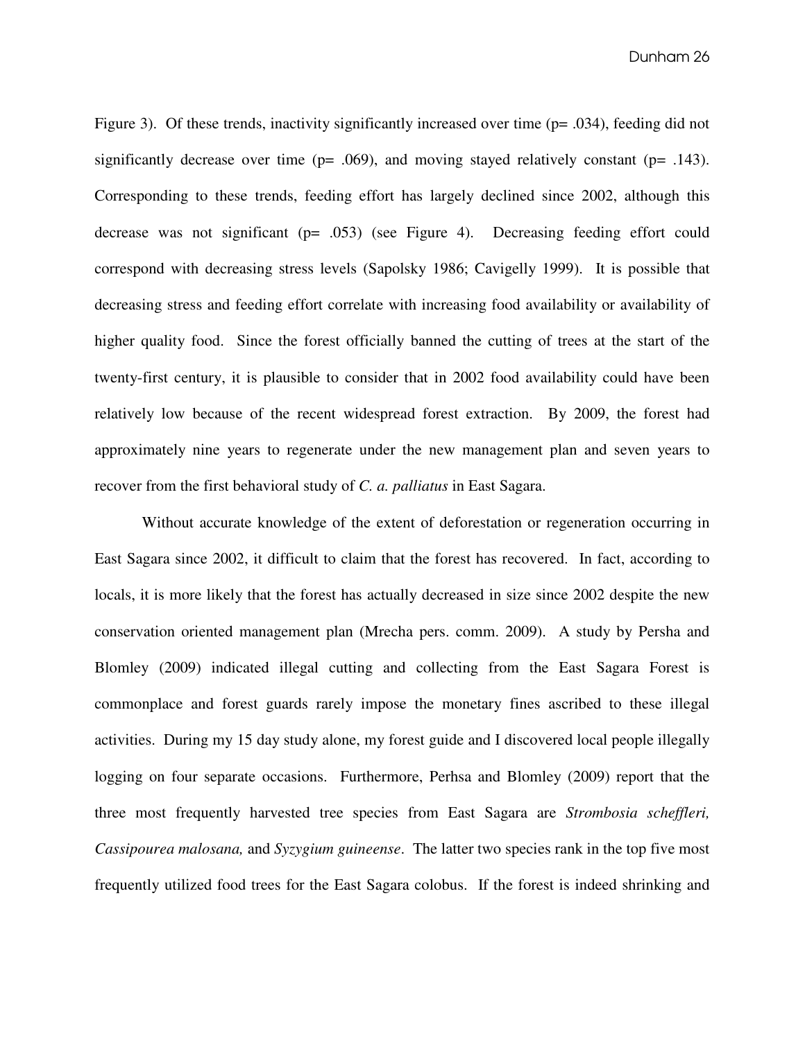Figure 3). Of these trends, inactivity significantly increased over time ($p = .034$), feeding did not significantly decrease over time ($p = .069$), and moving stayed relatively constant ($p = .143$). Corresponding to these trends, feeding effort has largely declined since 2002, although this decrease was not significant ($p = .053$) (see Figure 4). Decreasing feeding effort could correspond with decreasing stress levels (Sapolsky 1986; Cavigelly 1999). It is possible that decreasing stress and feeding effort correlate with increasing food availability or availability of higher quality food. Since the forest officially banned the cutting of trees at the start of the twenty-first century, it is plausible to consider that in 2002 food availability could have been relatively low because of the recent widespread forest extraction. By 2009, the forest had approximately nine years to regenerate under the new management plan and seven years to recover from the first behavioral study of *C. a. palliatus* in East Sagara.

Without accurate knowledge of the extent of deforestation or regeneration occurring in East Sagara since 2002, it difficult to claim that the forest has recovered. In fact, according to locals, it is more likely that the forest has actually decreased in size since 2002 despite the new conservation oriented management plan (Mrecha pers. comm. 2009). A study by Persha and Blomley (2009) indicated illegal cutting and collecting from the East Sagara Forest is commonplace and forest guards rarely impose the monetary fines ascribed to these illegal activities. During my 15 day study alone, my forest guide and I discovered local people illegally logging on four separate occasions. Furthermore, Perhsa and Blomley (2009) report that the three most frequently harvested tree species from East Sagara are *Strombosia scheffleri, Cassipourea malosana,* and *Syzygium guineense*. The latter two species rank in the top five most frequently utilized food trees for the East Sagara colobus. If the forest is indeed shrinking and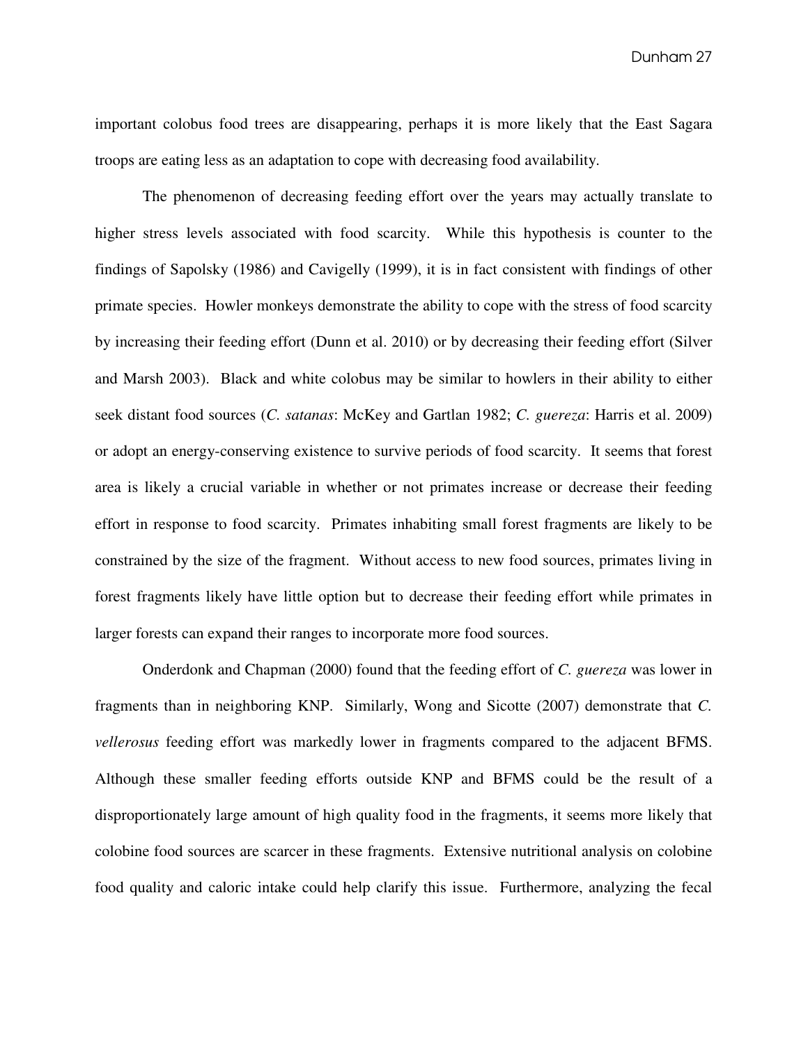important colobus food trees are disappearing, perhaps it is more likely that the East Sagara troops are eating less as an adaptation to cope with decreasing food availability.

The phenomenon of decreasing feeding effort over the years may actually translate to higher stress levels associated with food scarcity. While this hypothesis is counter to the findings of Sapolsky (1986) and Cavigelly (1999), it is in fact consistent with findings of other primate species. Howler monkeys demonstrate the ability to cope with the stress of food scarcity by increasing their feeding effort (Dunn et al. 2010) or by decreasing their feeding effort (Silver and Marsh 2003). Black and white colobus may be similar to howlers in their ability to either seek distant food sources (*C. satanas*: McKey and Gartlan 1982; *C. guereza*: Harris et al. 2009) or adopt an energy-conserving existence to survive periods of food scarcity. It seems that forest area is likely a crucial variable in whether or not primates increase or decrease their feeding effort in response to food scarcity. Primates inhabiting small forest fragments are likely to be constrained by the size of the fragment. Without access to new food sources, primates living in forest fragments likely have little option but to decrease their feeding effort while primates in larger forests can expand their ranges to incorporate more food sources.

Onderdonk and Chapman (2000) found that the feeding effort of *C. guereza* was lower in fragments than in neighboring KNP. Similarly, Wong and Sicotte (2007) demonstrate that *C. vellerosus* feeding effort was markedly lower in fragments compared to the adjacent BFMS. Although these smaller feeding efforts outside KNP and BFMS could be the result of a disproportionately large amount of high quality food in the fragments, it seems more likely that colobine food sources are scarcer in these fragments. Extensive nutritional analysis on colobine food quality and caloric intake could help clarify this issue. Furthermore, analyzing the fecal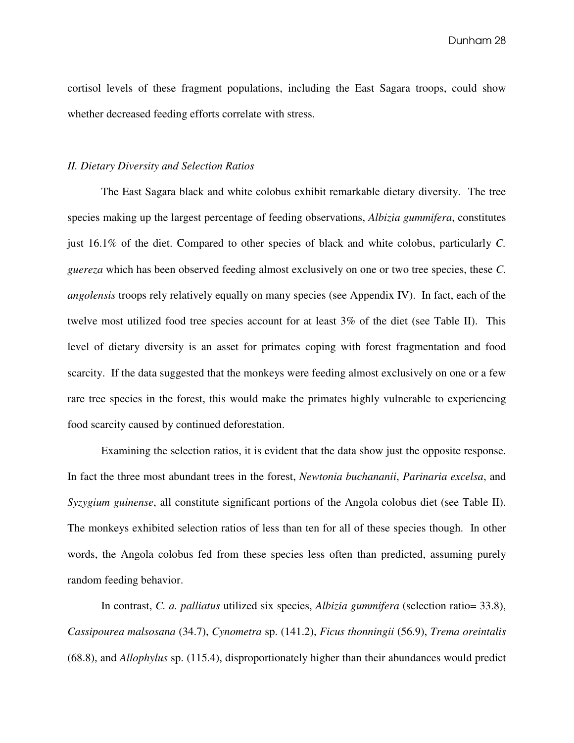cortisol levels of these fragment populations, including the East Sagara troops, could show whether decreased feeding efforts correlate with stress.

### *II. Dietary Diversity and Selection Ratios*

The East Sagara black and white colobus exhibit remarkable dietary diversity. The tree species making up the largest percentage of feeding observations, *Albizia gummifera*, constitutes just 16.1% of the diet. Compared to other species of black and white colobus, particularly *C. guereza* which has been observed feeding almost exclusively on one or two tree species, these *C. angolensis* troops rely relatively equally on many species (see Appendix IV). In fact, each of the twelve most utilized food tree species account for at least 3% of the diet (see Table II). This level of dietary diversity is an asset for primates coping with forest fragmentation and food scarcity. If the data suggested that the monkeys were feeding almost exclusively on one or a few rare tree species in the forest, this would make the primates highly vulnerable to experiencing food scarcity caused by continued deforestation.

Examining the selection ratios, it is evident that the data show just the opposite response. In fact the three most abundant trees in the forest, *Newtonia buchananii*, *Parinaria excelsa*, and *Syzygium guinense*, all constitute significant portions of the Angola colobus diet (see Table II). The monkeys exhibited selection ratios of less than ten for all of these species though. In other words, the Angola colobus fed from these species less often than predicted, assuming purely random feeding behavior.

In contrast, *C. a. palliatus* utilized six species, *Albizia gummifera* (selection ratio= 33.8), *Cassipourea malsosana* (34.7), *Cynometra* sp. (141.2), *Ficus thonningii* (56.9), *Trema oreintalis* (68.8), and *Allophylus* sp. (115.4), disproportionately higher than their abundances would predict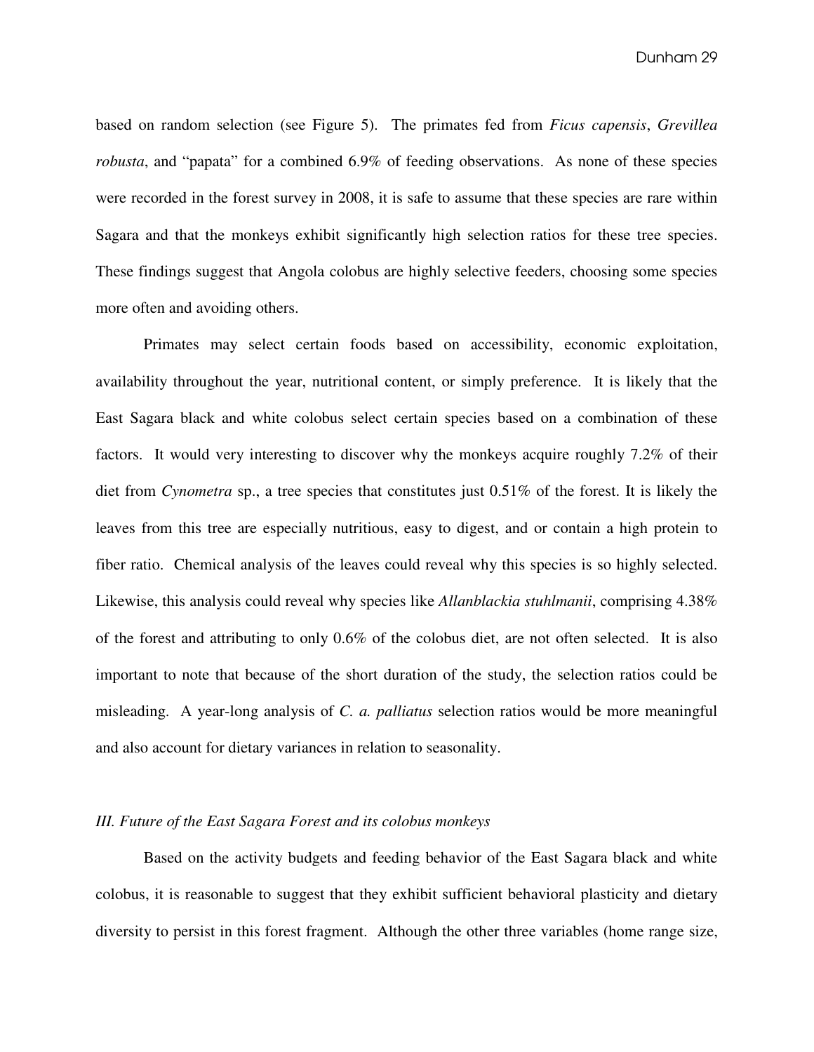based on random selection (see Figure 5). The primates fed from *Ficus capensis*, *Grevillea robusta*, and "papata" for a combined 6.9% of feeding observations. As none of these species were recorded in the forest survey in 2008, it is safe to assume that these species are rare within Sagara and that the monkeys exhibit significantly high selection ratios for these tree species. These findings suggest that Angola colobus are highly selective feeders, choosing some species more often and avoiding others.

Primates may select certain foods based on accessibility, economic exploitation, availability throughout the year, nutritional content, or simply preference. It is likely that the East Sagara black and white colobus select certain species based on a combination of these factors. It would very interesting to discover why the monkeys acquire roughly 7.2% of their diet from *Cynometra* sp., a tree species that constitutes just 0.51% of the forest. It is likely the leaves from this tree are especially nutritious, easy to digest, and or contain a high protein to fiber ratio. Chemical analysis of the leaves could reveal why this species is so highly selected. Likewise, this analysis could reveal why species like *Allanblackia stuhlmanii*, comprising 4.38% of the forest and attributing to only 0.6% of the colobus diet, are not often selected. It is also important to note that because of the short duration of the study, the selection ratios could be misleading. A year-long analysis of *C. a. palliatus* selection ratios would be more meaningful and also account for dietary variances in relation to seasonality.

### *III. Future of the East Sagara Forest and its colobus monkeys*

Based on the activity budgets and feeding behavior of the East Sagara black and white colobus, it is reasonable to suggest that they exhibit sufficient behavioral plasticity and dietary diversity to persist in this forest fragment. Although the other three variables (home range size,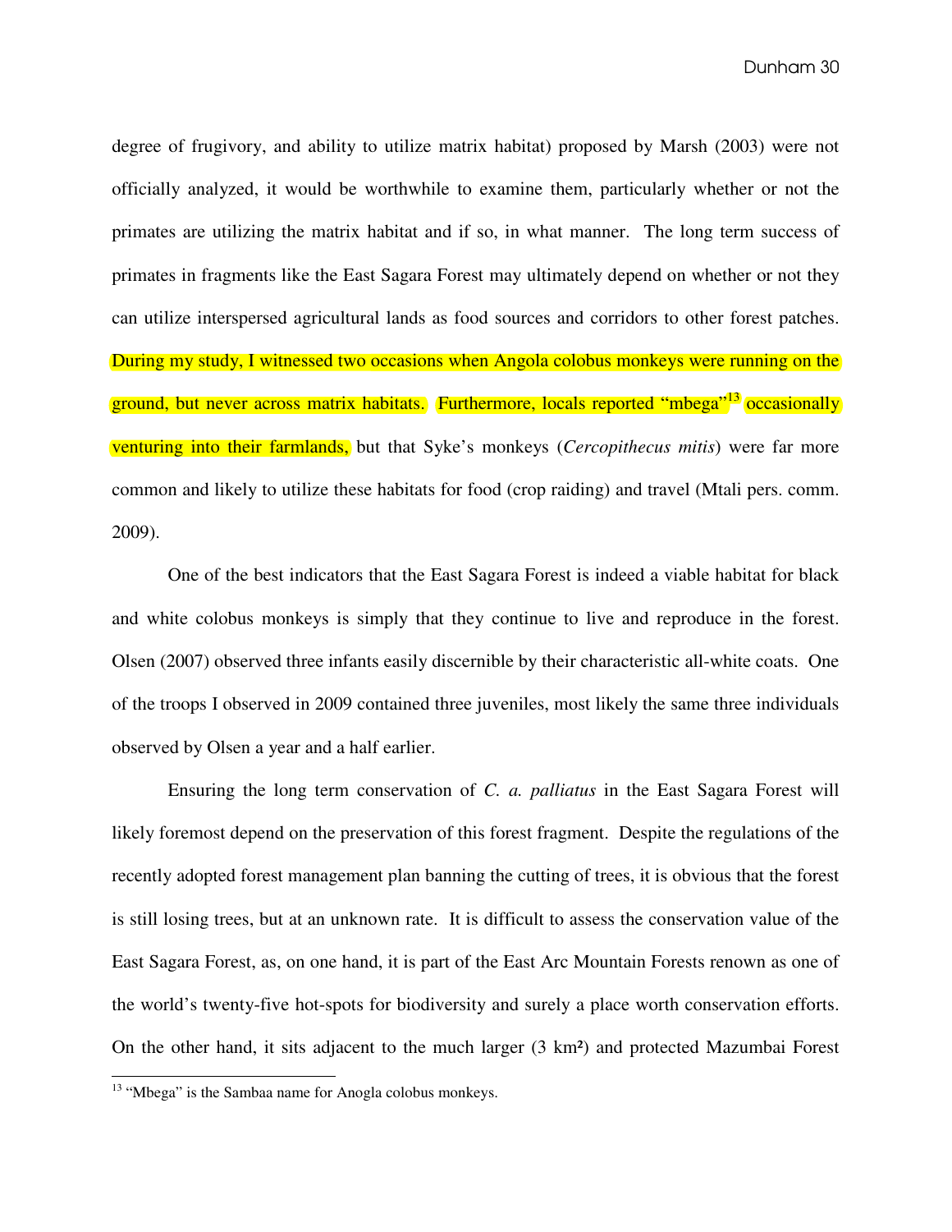degree of frugivory, and ability to utilize matrix habitat) proposed by Marsh (2003) were not officially analyzed, it would be worthwhile to examine them, particularly whether or not the primates are utilizing the matrix habitat and if so, in what manner. The long term success of primates in fragments like the East Sagara Forest may ultimately depend on whether or not they can utilize interspersed agricultural lands as food sources and corridors to other forest patches. During my study, I witnessed two occasions when Angola colobus monkeys were running on the ground, but never across matrix habitats. Furthermore, locals reported "mbega"[13] occasionally venturing into their farmlands, but that Syke's monkeys (*Cercopithecus mitis*) were far more common and likely to utilize these habitats for food (crop raiding) and travel (Mtali pers. comm. 2009).

One of the best indicators that the East Sagara Forest is indeed a viable habitat for black and white colobus monkeys is simply that they continue to live and reproduce in the forest. Olsen (2007) observed three infants easily discernible by their characteristic all-white coats. One of the troops I observed in 2009 contained three juveniles, most likely the same three individuals observed by Olsen a year and a half earlier.

Ensuring the long term conservation of *C. a. palliatus* in the East Sagara Forest will likely foremost depend on the preservation of this forest fragment. Despite the regulations of the recently adopted forest management plan banning the cutting of trees, it is obvious that the forest is still losing trees, but at an unknown rate. It is difficult to assess the conservation value of the East Sagara Forest, as, on one hand, it is part of the East Arc Mountain Forests renown as one of the world's twenty-five hot-spots for biodiversity and surely a place worth conservation efforts. On the other hand, it sits adjacent to the much larger (3 km²) and protected Mazumbai Forest

[13] "Mbega" is the Sambaa name for Anogla colobus monkeys.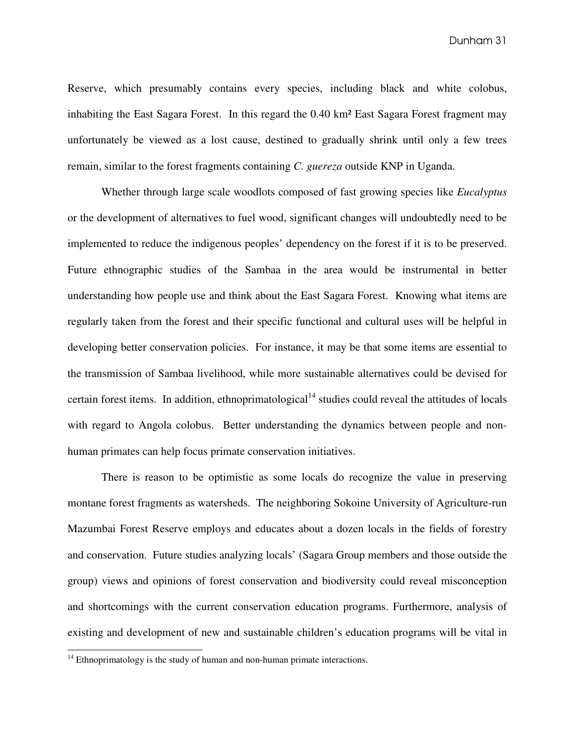Reserve, which presumably contains every species, including black and white colobus, inhabiting the East Sagara Forest. In this regard the 0.40 km² East Sagara Forest fragment may unfortunately be viewed as a lost cause, destined to gradually shrink until only a few trees remain, similar to the forest fragments containing *C. guereza* outside KNP in Uganda.

Whether through large scale woodlots composed of fast growing species like *Eucalyptus* or the development of alternatives to fuel wood, significant changes will undoubtedly need to be implemented to reduce the indigenous peoples' dependency on the forest if it is to be preserved. Future ethnographic studies of the Sambaa in the area would be instrumental in better understanding how people use and think about the East Sagara Forest. Knowing what items are regularly taken from the forest and their specific functional and cultural uses will be helpful in developing better conservation policies. For instance, it may be that some items are essential to the transmission of Sambaa livelihood, while more sustainable alternatives could be devised for certain forest items. In addition, ethnoprimatological[14] studies could reveal the attitudes of locals with regard to Angola colobus. Better understanding the dynamics between people and non-human primates can help focus primate conservation initiatives.

There is reason to be optimistic as some locals do recognize the value in preserving montane forest fragments as watersheds. The neighboring Sokoine University of Agriculture-run Mazumbai Forest Reserve employs and educates about a dozen locals in the fields of forestry and conservation. Future studies analyzing locals' (Sagara Group members and those outside the group) views and opinions of forest conservation and biodiversity could reveal misconception and shortcomings with the current conservation education programs. Furthermore, analysis of existing and development of new and sustainable children's education programs will be vital in

[14] Ethnoprimatology is the study of human and non-human primate interactions.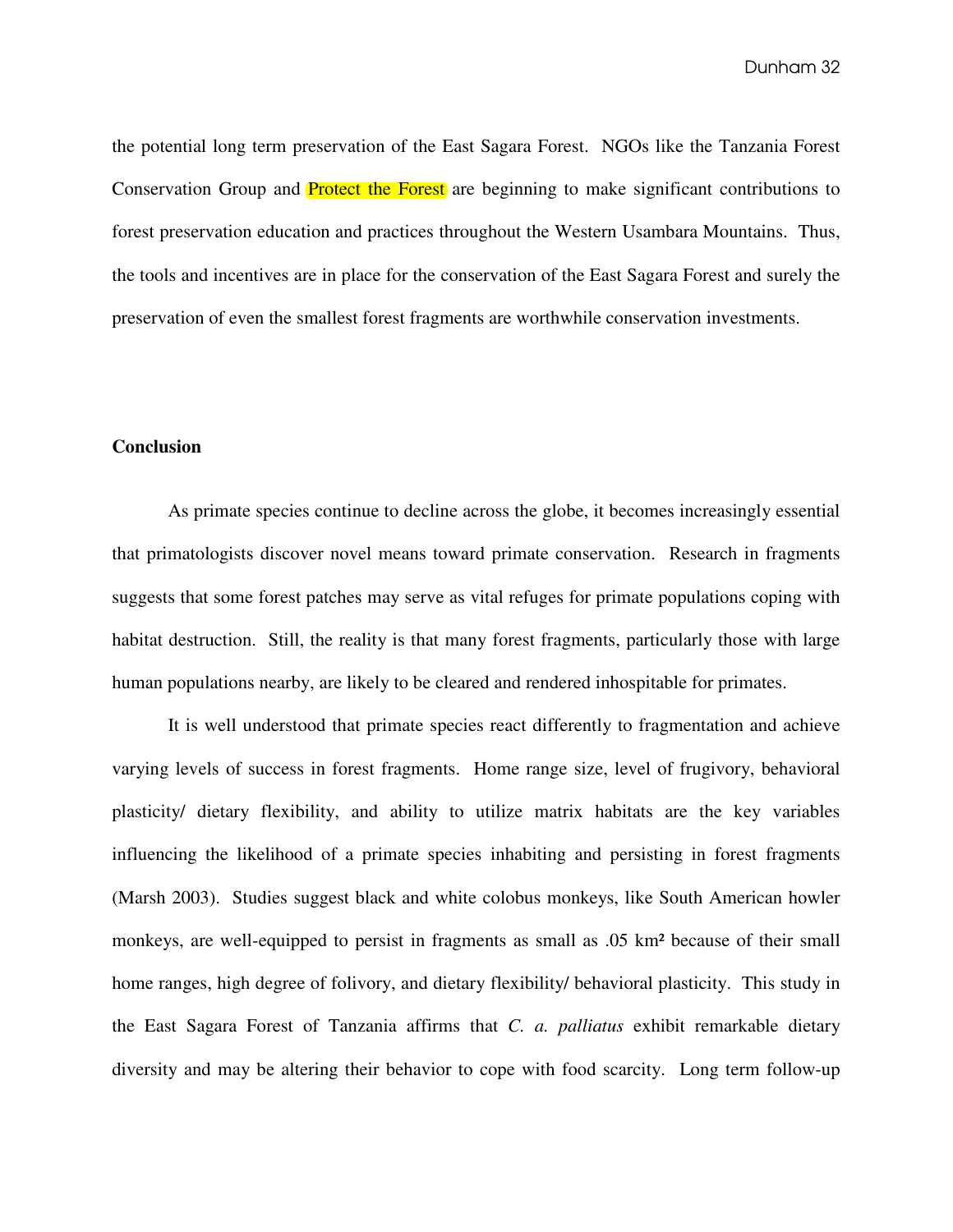the potential long term preservation of the East Sagara Forest. NGOs like the Tanzania Forest Conservation Group and Protect the Forest are beginning to make significant contributions to forest preservation education and practices throughout the Western Usambara Mountains. Thus, the tools and incentives are in place for the conservation of the East Sagara Forest and surely the preservation of even the smallest forest fragments are worthwhile conservation investments.

## Conclusion

As primate species continue to decline across the globe, it becomes increasingly essential that primatologists discover novel means toward primate conservation. Research in fragments suggests that some forest patches may serve as vital refuges for primate populations coping with habitat destruction. Still, the reality is that many forest fragments, particularly those with large human populations nearby, are likely to be cleared and rendered inhospitable for primates.

It is well understood that primate species react differently to fragmentation and achieve varying levels of success in forest fragments. Home range size, level of frugivory, behavioral plasticity/ dietary flexibility, and ability to utilize matrix habitats are the key variables influencing the likelihood of a primate species inhabiting and persisting in forest fragments (Marsh 2003). Studies suggest black and white colobus monkeys, like South American howler monkeys, are well-equipped to persist in fragments as small as .05 km² because of their small home ranges, high degree of folivory, and dietary flexibility/ behavioral plasticity. This study in the East Sagara Forest of Tanzania affirms that *C. a. palliatus* exhibit remarkable dietary diversity and may be altering their behavior to cope with food scarcity. Long term follow-up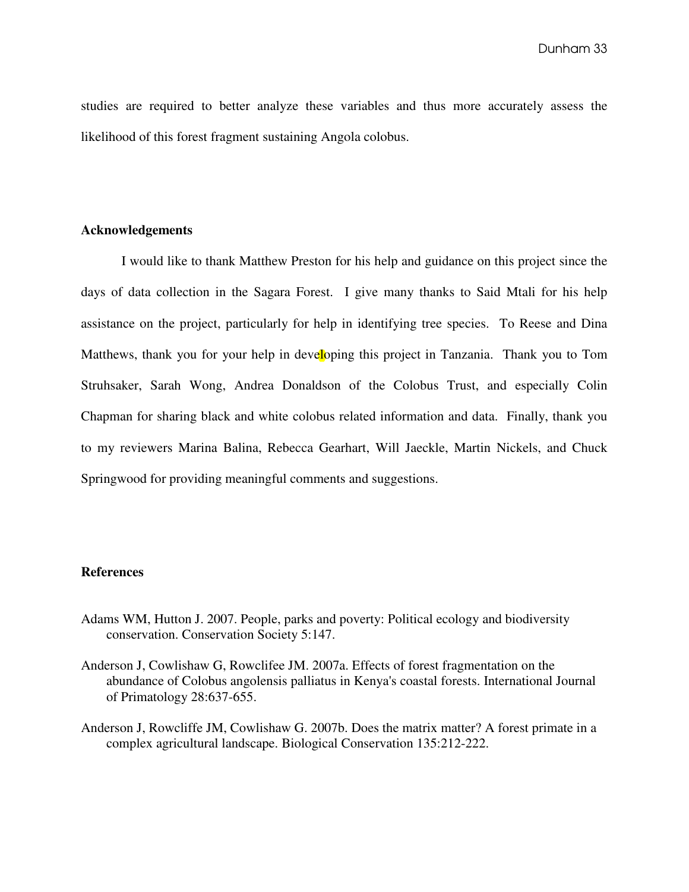studies are required to better analyze these variables and thus more accurately assess the likelihood of this forest fragment sustaining Angola colobus.

**Acknowledgements**

I would like to thank Matthew Preston for his help and guidance on this project since the days of data collection in the Sagara Forest. I give many thanks to Said Mtali for his help assistance on the project, particularly for help in identifying tree species. To Reese and Dina Matthews, thank you for your help in developing this project in Tanzania. Thank you to Tom Struhsaker, Sarah Wong, Andrea Donaldson of the Colobus Trust, and especially Colin Chapman for sharing black and white colobus related information and data. Finally, thank you to my reviewers Marina Balina, Rebecca Gearhart, Will Jaeckle, Martin Nickels, and Chuck Springwood for providing meaningful comments and suggestions.

**References**

Adams WM, Hutton J. 2007. People, parks and poverty: Political ecology and biodiversity conservation. Conservation Society 5:147.

Anderson J, Cowlishaw G, Rowclifee JM. 2007a. Effects of forest fragmentation on the abundance of Colobus angolensis palliatus in Kenya's coastal forests. International Journal of Primatology 28:637-655.

Anderson J, Rowcliffe JM, Cowlishaw G. 2007b. Does the matrix matter? A forest primate in a complex agricultural landscape. Biological Conservation 135:212-222.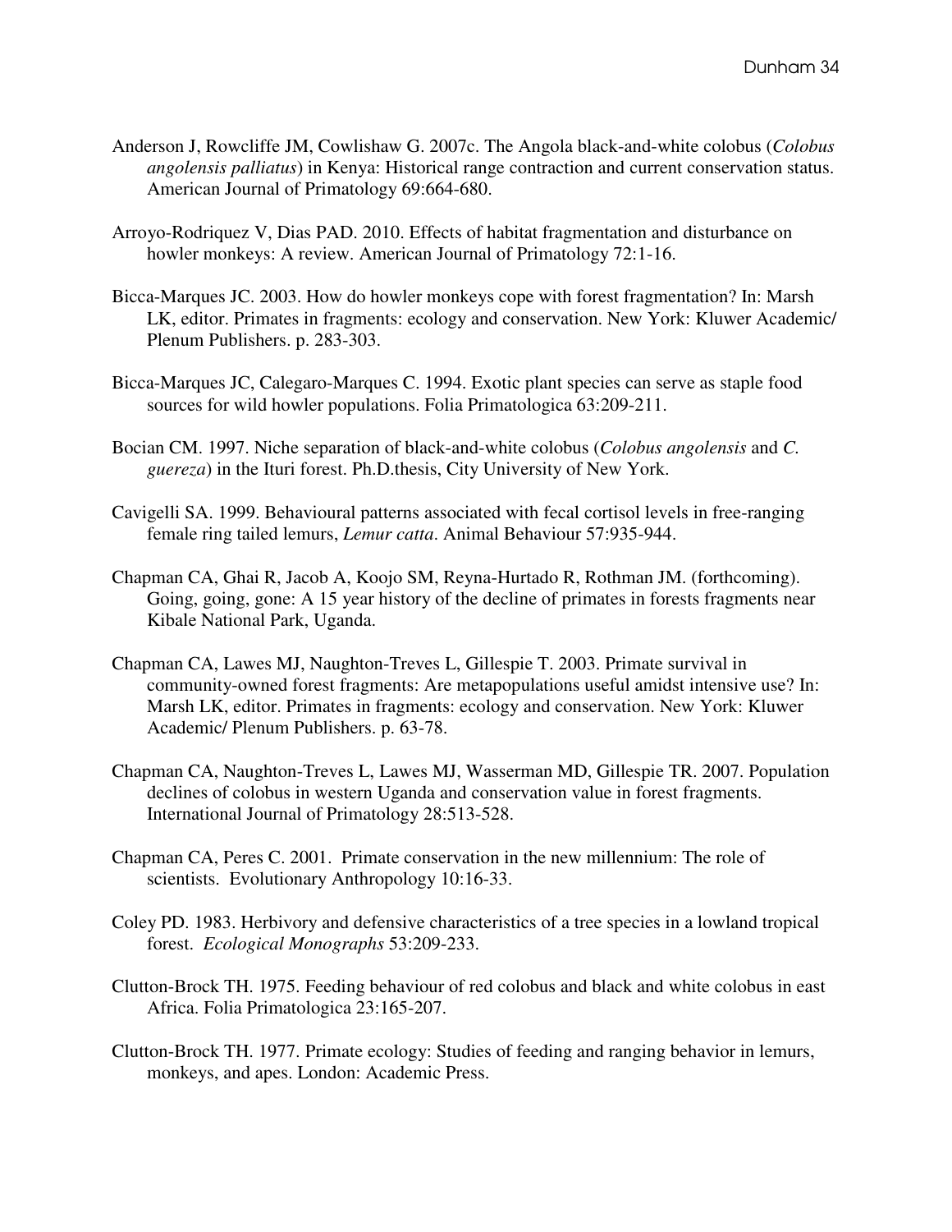Anderson J, Rowcliffe JM, Cowlishaw G. 2007c. The Angola black-and-white colobus (*Colobus angolensis palliatus*) in Kenya: Historical range contraction and current conservation status. American Journal of Primatology 69:664-680.

Arroyo-Rodriquez V, Dias PAD. 2010. Effects of habitat fragmentation and disturbance on howler monkeys: A review. American Journal of Primatology 72:1-16.

Bicca-Marques JC. 2003. How do howler monkeys cope with forest fragmentation? In: Marsh LK, editor. Primates in fragments: ecology and conservation. New York: Kluwer Academic/ Plenum Publishers. p. 283-303.

Bicca-Marques JC, Calegaro-Marques C. 1994. Exotic plant species can serve as staple food sources for wild howler populations. Folia Primatologica 63:209-211.

Bocian CM. 1997. Niche separation of black-and-white colobus (*Colobus angolensis* and *C. guereza*) in the Ituri forest. Ph.D.thesis, City University of New York.

Cavigelli SA. 1999. Behavioural patterns associated with fecal cortisol levels in free-ranging female ring tailed lemurs, *Lemur catta*. Animal Behaviour 57:935-944.

Chapman CA, Ghai R, Jacob A, Koojo SM, Reyna-Hurtado R, Rothman JM. (forthcoming). Going, going, gone: A 15 year history of the decline of primates in forests fragments near Kibale National Park, Uganda.

Chapman CA, Lawes MJ, Naughton-Treves L, Gillespie T. 2003. Primate survival in community-owned forest fragments: Are metapopulations useful amidst intensive use? In: Marsh LK, editor. Primates in fragments: ecology and conservation. New York: Kluwer Academic/ Plenum Publishers. p. 63-78.

Chapman CA, Naughton-Treves L, Lawes MJ, Wasserman MD, Gillespie TR. 2007. Population declines of colobus in western Uganda and conservation value in forest fragments. International Journal of Primatology 28:513-528.

Chapman CA, Peres C. 2001. Primate conservation in the new millennium: The role of scientists. Evolutionary Anthropology 10:16-33.

Coley PD. 1983. Herbivory and defensive characteristics of a tree species in a lowland tropical forest. *Ecological Monographs* 53:209-233.

Clutton-Brock TH. 1975. Feeding behaviour of red colobus and black and white colobus in east Africa. Folia Primatologica 23:165-207.

Clutton-Brock TH. 1977. Primate ecology: Studies of feeding and ranging behavior in lemurs, monkeys, and apes. London: Academic Press.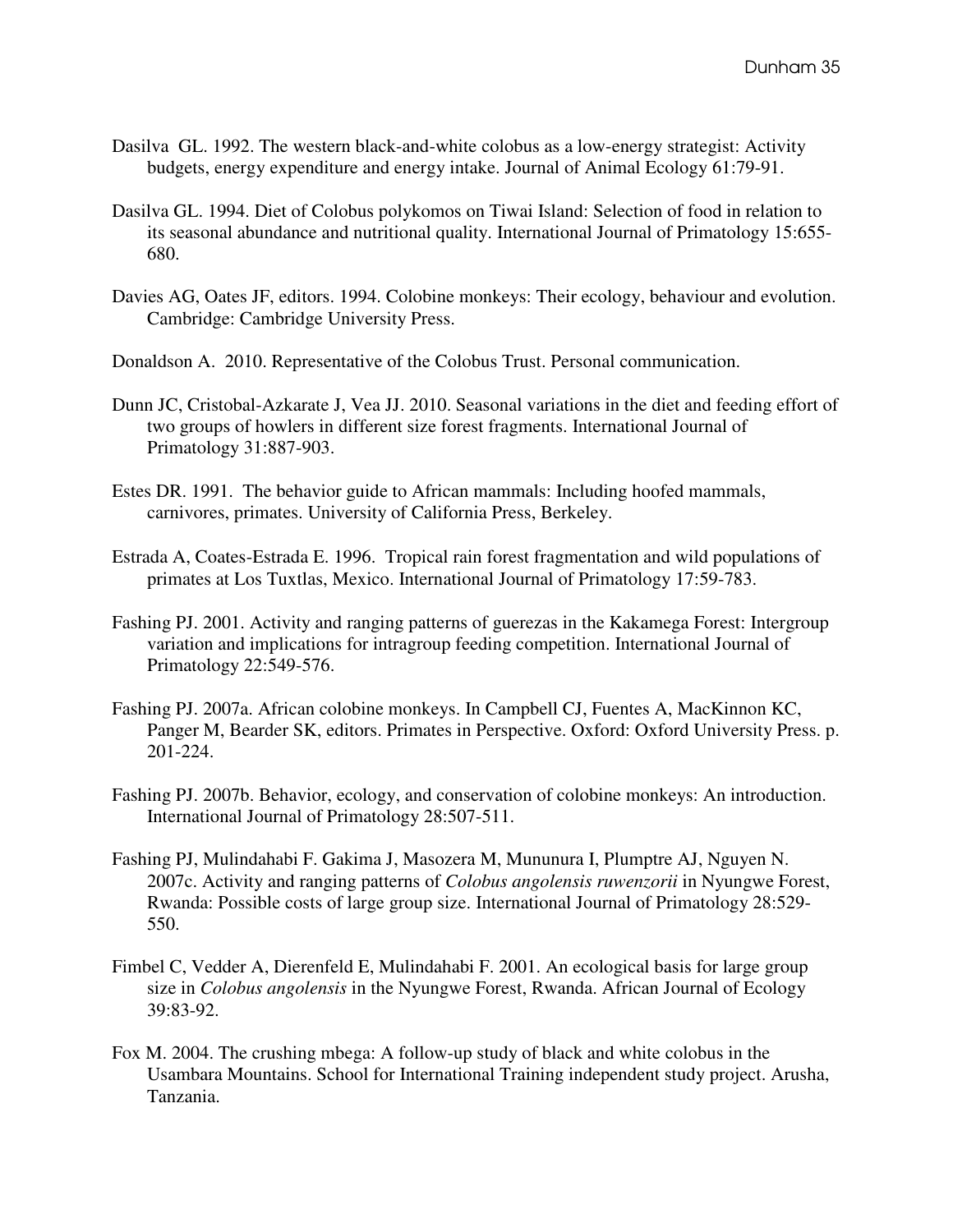Dasilva GL. 1992. The western black-and-white colobus as a low-energy strategist: Activity budgets, energy expenditure and energy intake. Journal of Animal Ecology 61:79-91.

Dasilva GL. 1994. Diet of Colobus polykomos on Tiwai Island: Selection of food in relation to its seasonal abundance and nutritional quality. International Journal of Primatology 15:655-680.

Davies AG, Oates JF, editors. 1994. Colobine monkeys: Their ecology, behaviour and evolution. Cambridge: Cambridge University Press.

Donaldson A. 2010. Representative of the Colobus Trust. Personal communication.

Dunn JC, Cristobal-Azkarate J, Vea JJ. 2010. Seasonal variations in the diet and feeding effort of two groups of howlers in different size forest fragments. International Journal of Primatology 31:887-903.

Estes DR. 1991. The behavior guide to African mammals: Including hoofed mammals, carnivores, primates. University of California Press, Berkeley.

Estrada A, Coates-Estrada E. 1996. Tropical rain forest fragmentation and wild populations of primates at Los Tuxtlas, Mexico. International Journal of Primatology 17:59-783.

Fashing PJ. 2001. Activity and ranging patterns of guerezas in the Kakamega Forest: Intergroup variation and implications for intragroup feeding competition. International Journal of Primatology 22:549-576.

Fashing PJ. 2007a. African colobine monkeys. In Campbell CJ, Fuentes A, MacKinnon KC, Panger M, Bearder SK, editors. Primates in Perspective. Oxford: Oxford University Press. p. 201-224.

Fashing PJ. 2007b. Behavior, ecology, and conservation of colobine monkeys: An introduction. International Journal of Primatology 28:507-511.

Fashing PJ, Mulindahabi F. Gakima J, Masozera M, Mununura I, Plumptre AJ, Nguyen N. 2007c. Activity and ranging patterns of *Colobus angolensis ruwenzorii* in Nyungwe Forest, Rwanda: Possible costs of large group size. International Journal of Primatology 28:529-550.

Fimbel C, Vedder A, Dierenfeld E, Mulindahabi F. 2001. An ecological basis for large group size in *Colobus angolensis* in the Nyungwe Forest, Rwanda. African Journal of Ecology 39:83-92.

Fox M. 2004. The crushing mbega: A follow-up study of black and white colobus in the Usambara Mountains. School for International Training independent study project. Arusha, Tanzania.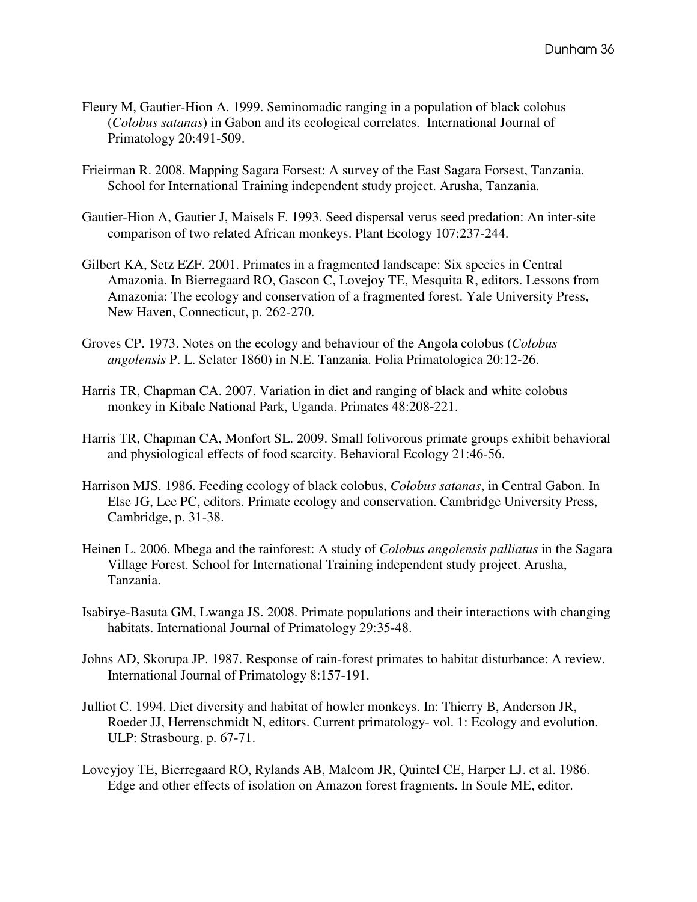Fleury M, Gautier-Hion A. 1999. Seminomadic ranging in a population of black colobus (*Colobus satanas*) in Gabon and its ecological correlates. International Journal of Primatology 20:491-509.

Frieirman R. 2008. Mapping Sagara Forsest: A survey of the East Sagara Forsest, Tanzania. School for International Training independent study project. Arusha, Tanzania.

Gautier-Hion A, Gautier J, Maisels F. 1993. Seed dispersal verus seed predation: An inter-site comparison of two related African monkeys. Plant Ecology 107:237-244.

Gilbert KA, Setz EZF. 2001. Primates in a fragmented landscape: Six species in Central Amazonia. In Bierregaard RO, Gascon C, Lovejoy TE, Mesquita R, editors. Lessons from Amazonia: The ecology and conservation of a fragmented forest. Yale University Press, New Haven, Connecticut, p. 262-270.

Groves CP. 1973. Notes on the ecology and behaviour of the Angola colobus (*Colobus angolensis* P. L. Sclater 1860) in N.E. Tanzania. Folia Primatologica 20:12-26.

Harris TR, Chapman CA. 2007. Variation in diet and ranging of black and white colobus monkey in Kibale National Park, Uganda. Primates 48:208-221.

Harris TR, Chapman CA, Monfort SL. 2009. Small folivorous primate groups exhibit behavioral and physiological effects of food scarcity. Behavioral Ecology 21:46-56.

Harrison MJS. 1986. Feeding ecology of black colobus, *Colobus satanas*, in Central Gabon. In Else JG, Lee PC, editors. Primate ecology and conservation. Cambridge University Press, Cambridge, p. 31-38.

Heinen L. 2006. Mbega and the rainforest: A study of *Colobus angolensis palliatus* in the Sagara Village Forest. School for International Training independent study project. Arusha, Tanzania.

Isabirye-Basuta GM, Lwanga JS. 2008. Primate populations and their interactions with changing habitats. International Journal of Primatology 29:35-48.

Johns AD, Skorupa JP. 1987. Response of rain-forest primates to habitat disturbance: A review. International Journal of Primatology 8:157-191.

Julliot C. 1994. Diet diversity and habitat of howler monkeys. In: Thierry B, Anderson JR, Roeder JJ, Herrenschmidt N, editors. Current primatology- vol. 1: Ecology and evolution. ULP: Strasbourg. p. 67-71.

Loveyjoy TE, Bierregaard RO, Rylands AB, Malcom JR, Quintel CE, Harper LJ. et al. 1986. Edge and other effects of isolation on Amazon forest fragments. In Soule ME, editor.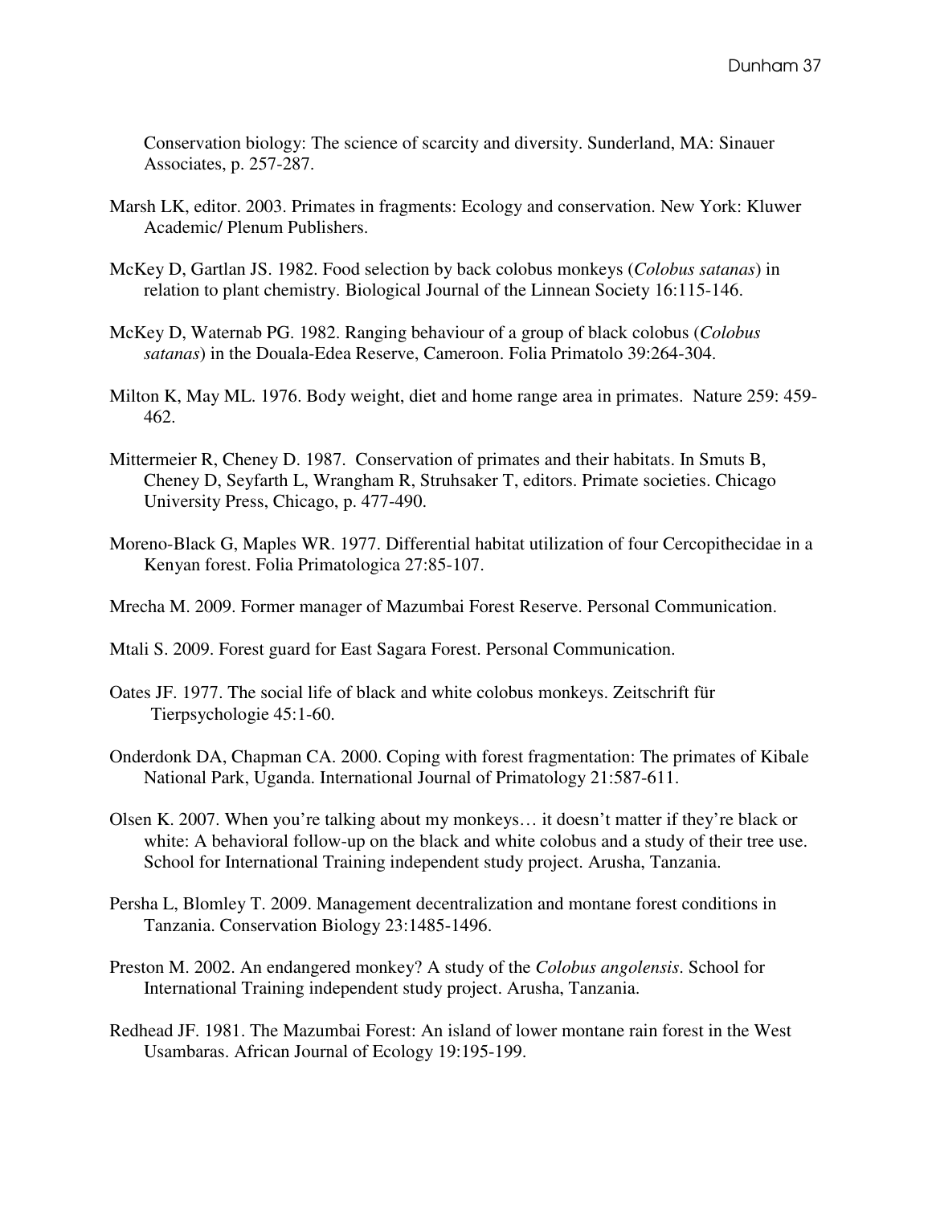Conservation biology: The science of scarcity and diversity. Sunderland, MA: Sinauer Associates, p. 257-287.

Marsh LK, editor. 2003. Primates in fragments: Ecology and conservation. New York: Kluwer Academic/ Plenum Publishers.

McKey D, Gartlan JS. 1982. Food selection by back colobus monkeys (*Colobus satanas*) in relation to plant chemistry. Biological Journal of the Linnean Society 16:115-146.

McKey D, Waternab PG. 1982. Ranging behaviour of a group of black colobus (*Colobus satanas*) in the Douala-Edea Reserve, Cameroon. Folia Primatolo 39:264-304.

Milton K, May ML. 1976. Body weight, diet and home range area in primates. Nature 259: 459-462.

Mittermeier R, Cheney D. 1987. Conservation of primates and their habitats. In Smuts B, Cheney D, Seyfarth L, Wrangham R, Struhsaker T, editors. Primate societies. Chicago University Press, Chicago, p. 477-490.

Moreno-Black G, Maples WR. 1977. Differential habitat utilization of four Cercopithecidae in a Kenyan forest. Folia Primatologica 27:85-107.

Mrecha M. 2009. Former manager of Mazumbai Forest Reserve. Personal Communication.

Mtali S. 2009. Forest guard for East Sagara Forest. Personal Communication.

Oates JF. 1977. The social life of black and white colobus monkeys. Zeitschrift für Tierpsychologie 45:1-60.

Onderdonk DA, Chapman CA. 2000. Coping with forest fragmentation: The primates of Kibale National Park, Uganda. International Journal of Primatology 21:587-611.

Olsen K. 2007. When you're talking about my monkeys… it doesn't matter if they're black or white: A behavioral follow-up on the black and white colobus and a study of their tree use. School for International Training independent study project. Arusha, Tanzania.

Persha L, Blomley T. 2009. Management decentralization and montane forest conditions in Tanzania. Conservation Biology 23:1485-1496.

Preston M. 2002. An endangered monkey? A study of the *Colobus angolensis*. School for International Training independent study project. Arusha, Tanzania.

Redhead JF. 1981. The Mazumbai Forest: An island of lower montane rain forest in the West Usambaras. African Journal of Ecology 19:195-199.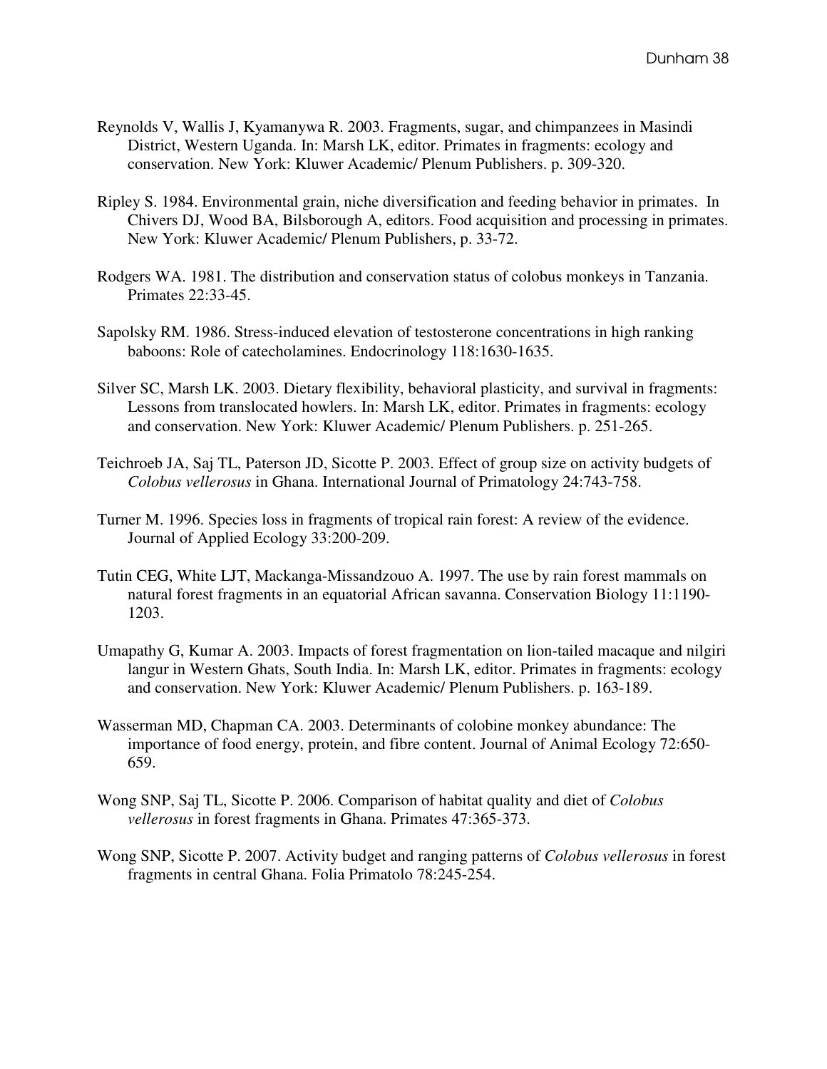Reynolds V, Wallis J, Kyamanywa R. 2003. Fragments, sugar, and chimpanzees in Masindi District, Western Uganda. In: Marsh LK, editor. Primates in fragments: ecology and conservation. New York: Kluwer Academic/ Plenum Publishers. p. 309-320.

Ripley S. 1984. Environmental grain, niche diversification and feeding behavior in primates. In Chivers DJ, Wood BA, Bilsborough A, editors. Food acquisition and processing in primates. New York: Kluwer Academic/ Plenum Publishers, p. 33-72.

Rodgers WA. 1981. The distribution and conservation status of colobus monkeys in Tanzania. Primates 22:33-45.

Sapolsky RM. 1986. Stress-induced elevation of testosterone concentrations in high ranking baboons: Role of catecholamines. Endocrinology 118:1630-1635.

Silver SC, Marsh LK. 2003. Dietary flexibility, behavioral plasticity, and survival in fragments: Lessons from translocated howlers. In: Marsh LK, editor. Primates in fragments: ecology and conservation. New York: Kluwer Academic/ Plenum Publishers. p. 251-265.

Teichroeb JA, Saj TL, Paterson JD, Sicotte P. 2003. Effect of group size on activity budgets of *Colobus vellerosus* in Ghana. International Journal of Primatology 24:743-758.

Turner M. 1996. Species loss in fragments of tropical rain forest: A review of the evidence. Journal of Applied Ecology 33:200-209.

Tutin CEG, White LJT, Mackanga-Missandzouo A. 1997. The use by rain forest mammals on natural forest fragments in an equatorial African savanna. Conservation Biology 11:1190-1203.

Umapathy G, Kumar A. 2003. Impacts of forest fragmentation on lion-tailed macaque and nilgiri langur in Western Ghats, South India. In: Marsh LK, editor. Primates in fragments: ecology and conservation. New York: Kluwer Academic/ Plenum Publishers. p. 163-189.

Wasserman MD, Chapman CA. 2003. Determinants of colobine monkey abundance: The importance of food energy, protein, and fibre content. Journal of Animal Ecology 72:650-659.

Wong SNP, Saj TL, Sicotte P. 2006. Comparison of habitat quality and diet of *Colobus vellerosus* in forest fragments in Ghana. Primates 47:365-373.

Wong SNP, Sicotte P. 2007. Activity budget and ranging patterns of *Colobus vellerosus* in forest fragments in central Ghana. Folia Primatolo 78:245-254.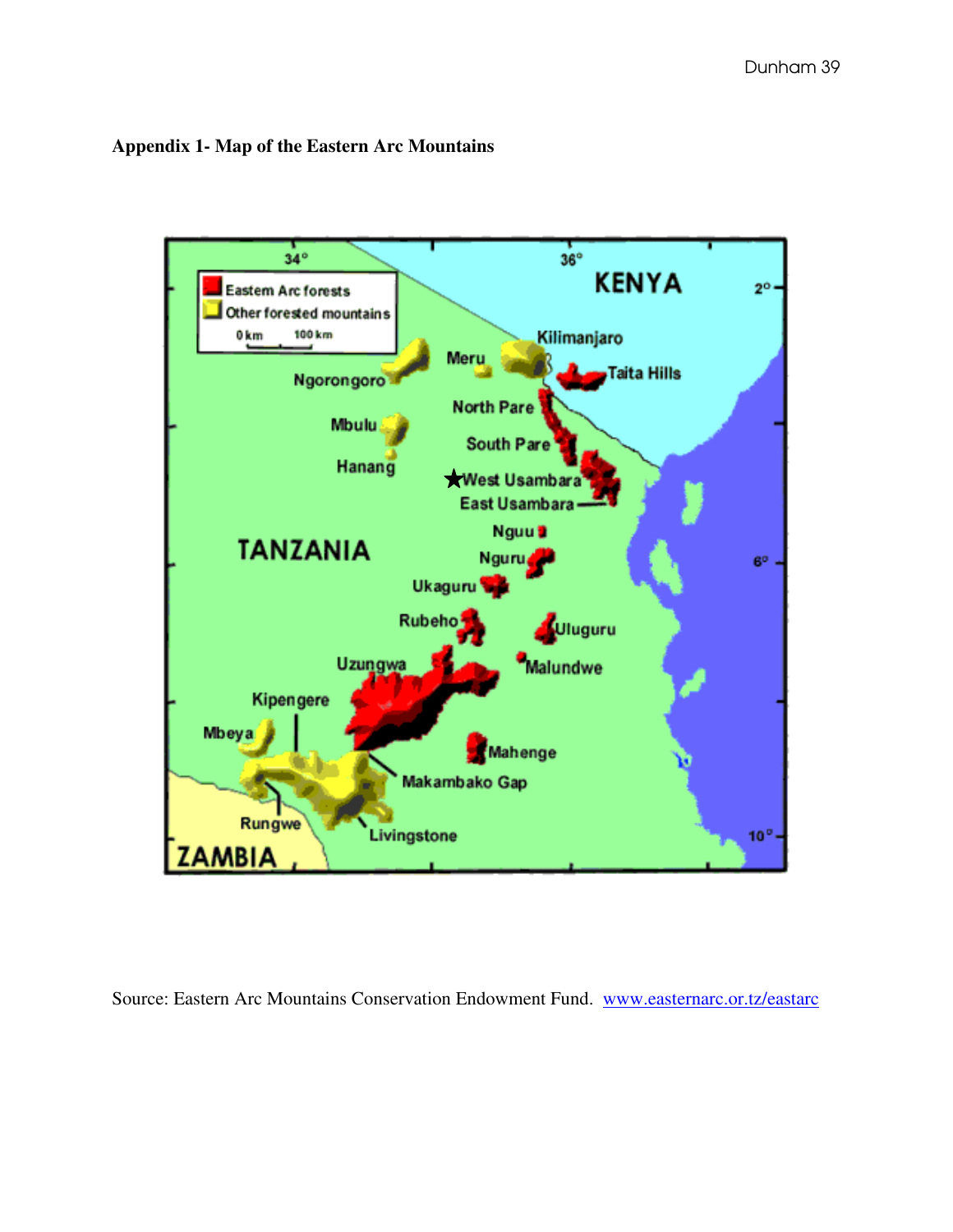**Appendix 1- Map of the Eastern Arc Mountains**

Eastern Arc forests
Other forested mountains
0 km 100 km

34°
36°
2°
6°
10°

KENYA
TANZANIA
ZAMBIA

Kilimanjaro
Meru
Taita Hills
Ngorongoro
North Pare
Mbulu
South Pare
Hanang
West Usambara
East Usambara
Nguu
Nguru
Ukaguru
Rubeho
Uluguru
Uzungwa
Malundwe
Kipengere
Mbeya
Mahenge
Makambako Gap
Rungwe
Livingstone

Source: Eastern Arc Mountains Conservation Endowment Fund. www.easternarc.or.tz/eastarc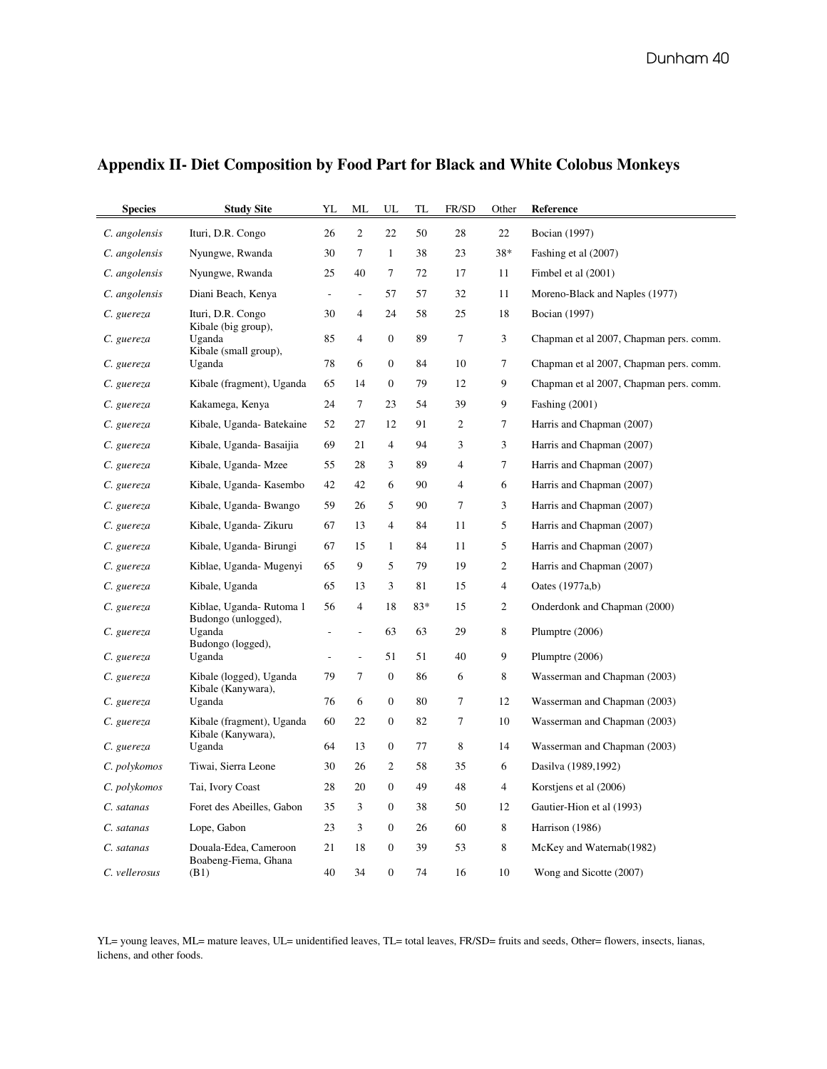## Appendix II- Diet Composition by Food Part for Black and White Colobus Monkeys

| Species | Study Site | YL | ML | UL | TL | FR/SD | Other | Reference |
|---|---|---|---|---|---|---|---|---|
| *C. angolensis* | Ituri, D.R. Congo | 26 | 2 | 22 | 50 | 28 | 22 | Bocian (1997) |
| *C. angolensis* | Nyungwe, Rwanda | 30 | 7 | 1 | 38 | 23 | 38* | Fashing et al (2007) |
| *C. angolensis* | Nyungwe, Rwanda | 25 | 40 | 7 | 72 | 17 | 11 | Fimbel et al (2001) |
| *C. angolensis* | Diani Beach, Kenya | - | - | 57 | 57 | 32 | 11 | Moreno-Black and Naples (1977) |
| *C. guereza* | Ituri, D.R. Congo | 30 | 4 | 24 | 58 | 25 | 18 | Bocian (1997) |
| *C. guereza* | Kibale (big group), Uganda | 85 | 4 | 0 | 89 | 7 | 3 | Chapman et al 2007, Chapman pers. comm. |
| *C. guereza* | Kibale (small group), Uganda | 78 | 6 | 0 | 84 | 10 | 7 | Chapman et al 2007, Chapman pers. comm. |
| *C. guereza* | Kibale (fragment), Uganda | 65 | 14 | 0 | 79 | 12 | 9 | Chapman et al 2007, Chapman pers. comm. |
| *C. guereza* | Kakamega, Kenya | 24 | 7 | 23 | 54 | 39 | 9 | Fashing (2001) |
| *C. guereza* | Kibale, Uganda- Batekaine | 52 | 27 | 12 | 91 | 2 | 7 | Harris and Chapman (2007) |
| *C. guereza* | Kibale, Uganda- Basaijia | 69 | 21 | 4 | 94 | 3 | 3 | Harris and Chapman (2007) |
| *C. guereza* | Kibale, Uganda- Mzee | 55 | 28 | 3 | 89 | 4 | 7 | Harris and Chapman (2007) |
| *C. guereza* | Kibale, Uganda- Kasembo | 42 | 42 | 6 | 90 | 4 | 6 | Harris and Chapman (2007) |
| *C. guereza* | Kibale, Uganda- Bwango | 59 | 26 | 5 | 90 | 7 | 3 | Harris and Chapman (2007) |
| *C. guereza* | Kibale, Uganda- Zikuru | 67 | 13 | 4 | 84 | 11 | 5 | Harris and Chapman (2007) |
| *C. guereza* | Kibale, Uganda- Birungi | 67 | 15 | 1 | 84 | 11 | 5 | Harris and Chapman (2007) |
| *C. guereza* | Kiblae, Uganda- Mugenyi | 65 | 9 | 5 | 79 | 19 | 2 | Harris and Chapman (2007) |
| *C. guereza* | Kibale, Uganda | 65 | 13 | 3 | 81 | 15 | 4 | Oates (1977a,b) |
| *C. guereza* | Kiblae, Uganda- Rutoma 1 | 56 | 4 | 18 | 83* | 15 | 2 | Onderdonk and Chapman (2000) |
| *C. guereza* | Budongo (unlogged), Uganda | - | - | 63 | 63 | 29 | 8 | Plumptre (2006) |
| *C. guereza* | Budongo (logged), Uganda | - | - | 51 | 51 | 40 | 9 | Plumptre (2006) |
| *C. guereza* | Kibale (logged), Uganda | 79 | 7 | 0 | 86 | 6 | 8 | Wasserman and Chapman (2003) |
| *C. guereza* | Kibale (Kanywara), Uganda | 76 | 6 | 0 | 80 | 7 | 12 | Wasserman and Chapman (2003) |
| *C. guereza* | Kibale (fragment), Uganda | 60 | 22 | 0 | 82 | 7 | 10 | Wasserman and Chapman (2003) |
| *C. guereza* | Kibale (Kanywara), Uganda | 64 | 13 | 0 | 77 | 8 | 14 | Wasserman and Chapman (2003) |
| *C. polykomos* | Tiwai, Sierra Leone | 30 | 26 | 2 | 58 | 35 | 6 | Dasilva (1989,1992) |
| *C. polykomos* | Tai, Ivory Coast | 28 | 20 | 0 | 49 | 48 | 4 | Korstjens et al (2006) |
| *C. satanas* | Foret des Abeilles, Gabon | 35 | 3 | 0 | 38 | 50 | 12 | Gautier-Hion et al (1993) |
| *C. satanas* | Lope, Gabon | 23 | 3 | 0 | 26 | 60 | 8 | Harrison (1986) |
| *C. satanas* | Douala-Edea, Cameroon | 21 | 18 | 0 | 39 | 53 | 8 | McKey and Waternab(1982) |
| *C. vellerosus* | Boabeng-Fiema, Ghana (B1) | 40 | 34 | 0 | 74 | 16 | 10 | Wong and Sicotte (2007) |

YL= young leaves, ML= mature leaves, UL= unidentified leaves, TL= total leaves, FR/SD= fruits and seeds, Other= flowers, insects, lianas, lichens, and other foods.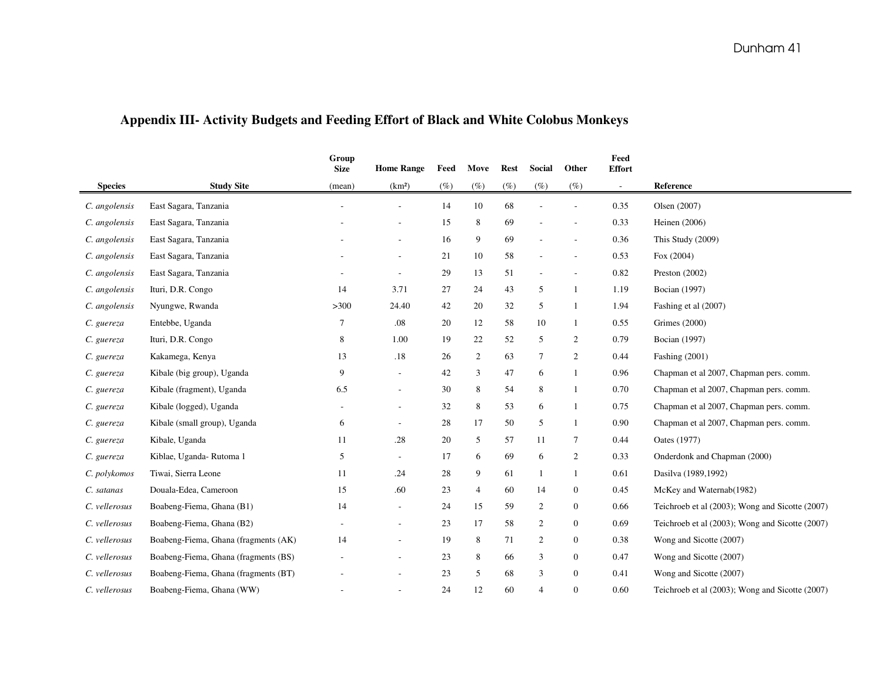## Appendix III- Activity Budgets and Feeding Effort of Black and White Colobus Monkeys

| Species | Study Site | Group Size (mean) | Home Range (km²) | Feed (%) | Move (%) | Rest (%) | Social (%) | Other (%) | Feed Effort - | Reference |
|---|---|---|---|---|---|---|---|---|---|---|
| *C. angolensis* | East Sagara, Tanzania | - | - | 14 | 10 | 68 | - | - | 0.35 | Olsen (2007) |
| *C. angolensis* | East Sagara, Tanzania | - | - | 15 | 8 | 69 | - | - | 0.33 | Heinen (2006) |
| *C. angolensis* | East Sagara, Tanzania | - | - | 16 | 9 | 69 | - | - | 0.36 | This Study (2009) |
| *C. angolensis* | East Sagara, Tanzania | - | - | 21 | 10 | 58 | - | - | 0.53 | Fox (2004) |
| *C. angolensis* | East Sagara, Tanzania | - | - | 29 | 13 | 51 | - | - | 0.82 | Preston (2002) |
| *C. angolensis* | Ituri, D.R. Congo | 14 | 3.71 | 27 | 24 | 43 | 5 | 1 | 1.19 | Bocian (1997) |
| *C. angolensis* | Nyungwe, Rwanda | >300 | 24.40 | 42 | 20 | 32 | 5 | 1 | 1.94 | Fashing et al (2007) |
| *C. guereza* | Entebbe, Uganda | 7 | .08 | 20 | 12 | 58 | 10 | 1 | 0.55 | Grimes (2000) |
| *C. guereza* | Ituri, D.R. Congo | 8 | 1.00 | 19 | 22 | 52 | 5 | 2 | 0.79 | Bocian (1997) |
| *C. guereza* | Kakamega, Kenya | 13 | .18 | 26 | 2 | 63 | 7 | 2 | 0.44 | Fashing (2001) |
| *C. guereza* | Kibale (big group), Uganda | 9 | - | 42 | 3 | 47 | 6 | 1 | 0.96 | Chapman et al 2007, Chapman pers. comm. |
| *C. guereza* | Kibale (fragment), Uganda | 6.5 | - | 30 | 8 | 54 | 8 | 1 | 0.70 | Chapman et al 2007, Chapman pers. comm. |
| *C. guereza* | Kibale (logged), Uganda | - | - | 32 | 8 | 53 | 6 | 1 | 0.75 | Chapman et al 2007, Chapman pers. comm. |
| *C. guereza* | Kibale (small group), Uganda | 6 | - | 28 | 17 | 50 | 5 | 1 | 0.90 | Chapman et al 2007, Chapman pers. comm. |
| *C. guereza* | Kibale, Uganda | 11 | .28 | 20 | 5 | 57 | 11 | 7 | 0.44 | Oates (1977) |
| *C. guereza* | Kiblae, Uganda- Rutoma 1 | 5 | - | 17 | 6 | 69 | 6 | 2 | 0.33 | Onderdonk and Chapman (2000) |
| *C. polykomos* | Tiwai, Sierra Leone | 11 | .24 | 28 | 9 | 61 | 1 | 1 | 0.61 | Dasilva (1989,1992) |
| *C. satanas* | Douala-Edea, Cameroon | 15 | .60 | 23 | 4 | 60 | 14 | 0 | 0.45 | McKey and Waternab(1982) |
| *C. vellerosus* | Boabeng-Fiema, Ghana (B1) | 14 | - | 24 | 15 | 59 | 2 | 0 | 0.66 | Teichroeb et al (2003); Wong and Sicotte (2007) |
| *C. vellerosus* | Boabeng-Fiema, Ghana (B2) | - | - | 23 | 17 | 58 | 2 | 0 | 0.69 | Teichroeb et al (2003); Wong and Sicotte (2007) |
| *C. vellerosus* | Boabeng-Fiema, Ghana (fragments (AK) | 14 | - | 19 | 8 | 71 | 2 | 0 | 0.38 | Wong and Sicotte (2007) |
| *C. vellerosus* | Boabeng-Fiema, Ghana (fragments (BS) | - | - | 23 | 8 | 66 | 3 | 0 | 0.47 | Wong and Sicotte (2007) |
| *C. vellerosus* | Boabeng-Fiema, Ghana (fragments (BT) | - | - | 23 | 5 | 68 | 3 | 0 | 0.41 | Wong and Sicotte (2007) |
| *C. vellerosus* | Boabeng-Fiema, Ghana (WW) | - | - | 24 | 12 | 60 | 4 | 0 | 0.60 | Teichroeb et al (2003); Wong and Sicotte (2007) |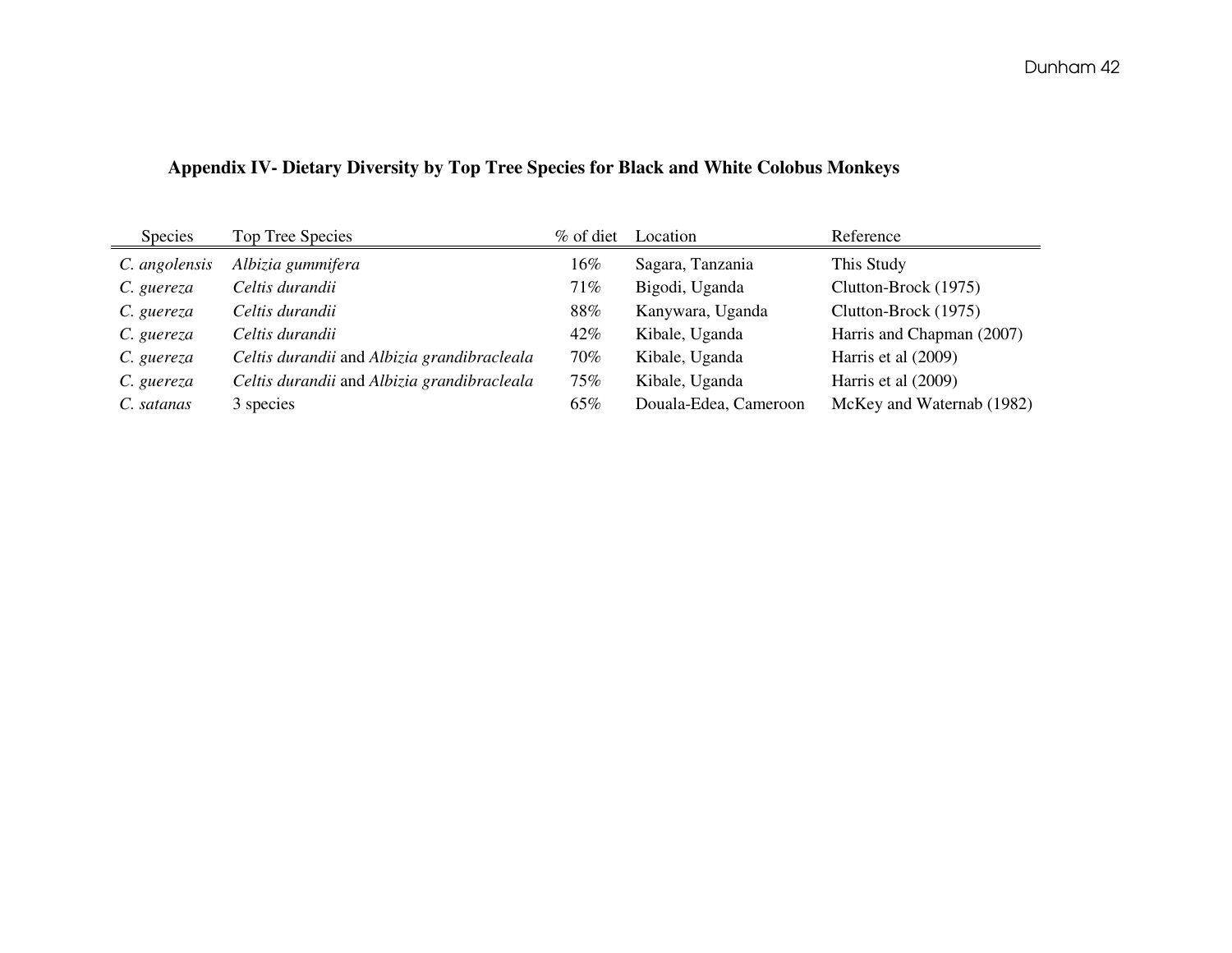## Appendix IV- Dietary Diversity by Top Tree Species for Black and White Colobus Monkeys

| Species | Top Tree Species | % of diet | Location | Reference |
|---|---|---|---|---|
| *C. angolensis* | *Albizia gummifera* | 16% | Sagara, Tanzania | This Study |
| *C. guereza* | *Celtis durandii* | 71% | Bigodi, Uganda | Clutton-Brock (1975) |
| *C. guereza* | *Celtis durandii* | 88% | Kanywara, Uganda | Clutton-Brock (1975) |
| *C. guereza* | *Celtis durandii* | 42% | Kibale, Uganda | Harris and Chapman (2007) |
| *C. guereza* | *Celtis durandii* and *Albizia grandibracleala* | 70% | Kibale, Uganda | Harris et al (2009) |
| *C. guereza* | *Celtis durandii* and *Albizia grandibracleala* | 75% | Kibale, Uganda | Harris et al (2009) |
| *C. satanas* | 3 species | 65% | Douala-Edea, Cameroon | McKey and Waternab (1982) |